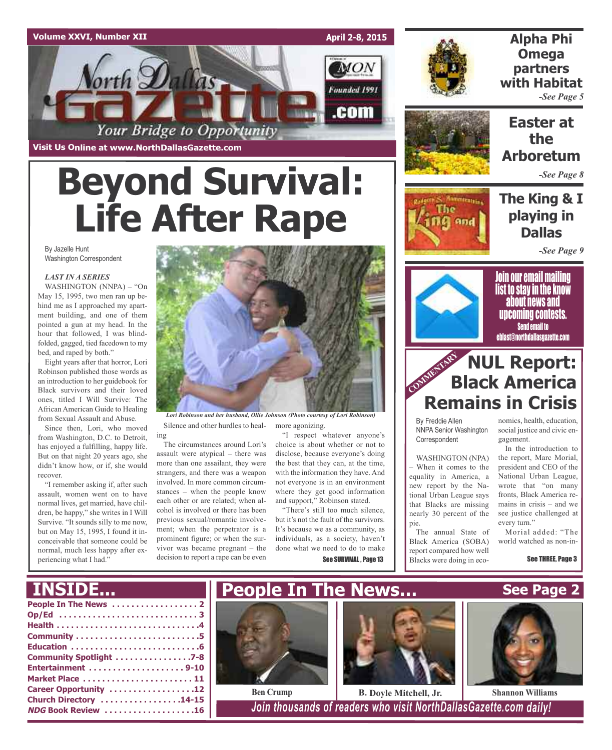Volume XXVI, Number XII April 2-8, 2015

# North Dallas Gazette

Founded 1991

Your Bridge to Opportunity

Visit Us Online at www.NorthDallasGazette.com

# Beyond Survival: Life After Rape

By Jazelle Hunt
Washington Correspondent

*LAST IN A SERIES*

WASHINGTON (NNPA) – "On May 15, 1995, two men ran up behind me as I approached my apartment building, and one of them pointed a gun at my head. In the hour that followed, I was blindfolded, gagged, tied facedown to my bed, and raped by both."

Eight years after that horror, Lori Robinson published those words as an introduction to her guidebook for Black survivors and their loved ones, titled I Will Survive: The African American Guide to Healing from Sexual Assault and Abuse.

Since then, Lori, who moved from Washington, D.C. to Detroit, has enjoyed a fulfilling, happy life. But on that night 20 years ago, she didn't know how, or if, she would recover.

"I remember asking if, after such assault, women went on to have normal lives, get married, have children, be happy," she writes in I Will Survive. "It sounds silly to me now, but on May 15, 1995, I found it inconceivable that someone could be normal, much less happy after experiencing what I had."

*Lori Robinson and her husband, Ollie Johnson (Photo courtesy of Lori Robinson)*

Silence and other hurdles to healing

The circumstances around Lori's assault were atypical – there was more than one assailant, they were strangers, and there was a weapon involved. In more common circumstances – when the people know each other or are related; when alcohol is involved or there has been previous sexual/romantic involvement; when the perpetrator is a prominent figure; or when the survivor was became pregnant – the decision to report a rape can be even more agonizing.

"I respect whatever anyone's choice is about whether or not to disclose, because everyone's doing the best that they can, at the time, with the information they have. And not everyone is in an environment where they get good information and support," Robinson stated.

"There's still too much silence, but it's not the fault of the survivors. It's because we as a community, as individuals, as a society, haven't done what we need to do to make

See SURVIVAL, Page 13

## Alpha Phi Omega partners with Habitat

*-See Page 5*

## Easter at the Arboretum

*-See Page 8*

## The King & I playing in Dallas

*-See Page 9*

**Join our email mailing list to stay in the know about news and upcoming contests.**
Send email to eblast@northdallasgazette.com

COMMENTARY

## NUL Report: Black America Remains in Crisis

By Freddie Allen
NNPA Senior Washington Correspondent

WASHINGTON (NPA) – When it comes to the equality in America, a new report by the National Urban League says that Blacks are missing nearly 30 percent of the pie.

The annual State of Black America (SOBA) report compared how well Blacks were doing in economics, health, education, social justice and civic engagement.

In the introduction to the report, Marc Morial, president and CEO of the National Urban League, wrote that "on many fronts, Black America remains in crisis – and we see justice challenged at every turn."

Morial added: "The world watched as non-in-

See THREE, Page 3

## INSIDE...

- People In The News ..... 2
- Op/Ed ..... 3
- Health ..... 4
- Community ..... 5
- Education ..... 6
- Community Spotlight ..... 7-8
- Entertainment ..... 9-10
- Market Place ..... 11
- Career Opportunity ..... 12
- Church Directory ..... 14-15
- *NDG* Book Review ..... 16

## People In The News... See Page 2

Ben Crump

B. Doyle Mitchell, Jr.

Shannon Williams

*Join thousands of readers who visit NorthDallasGazette.com daily!*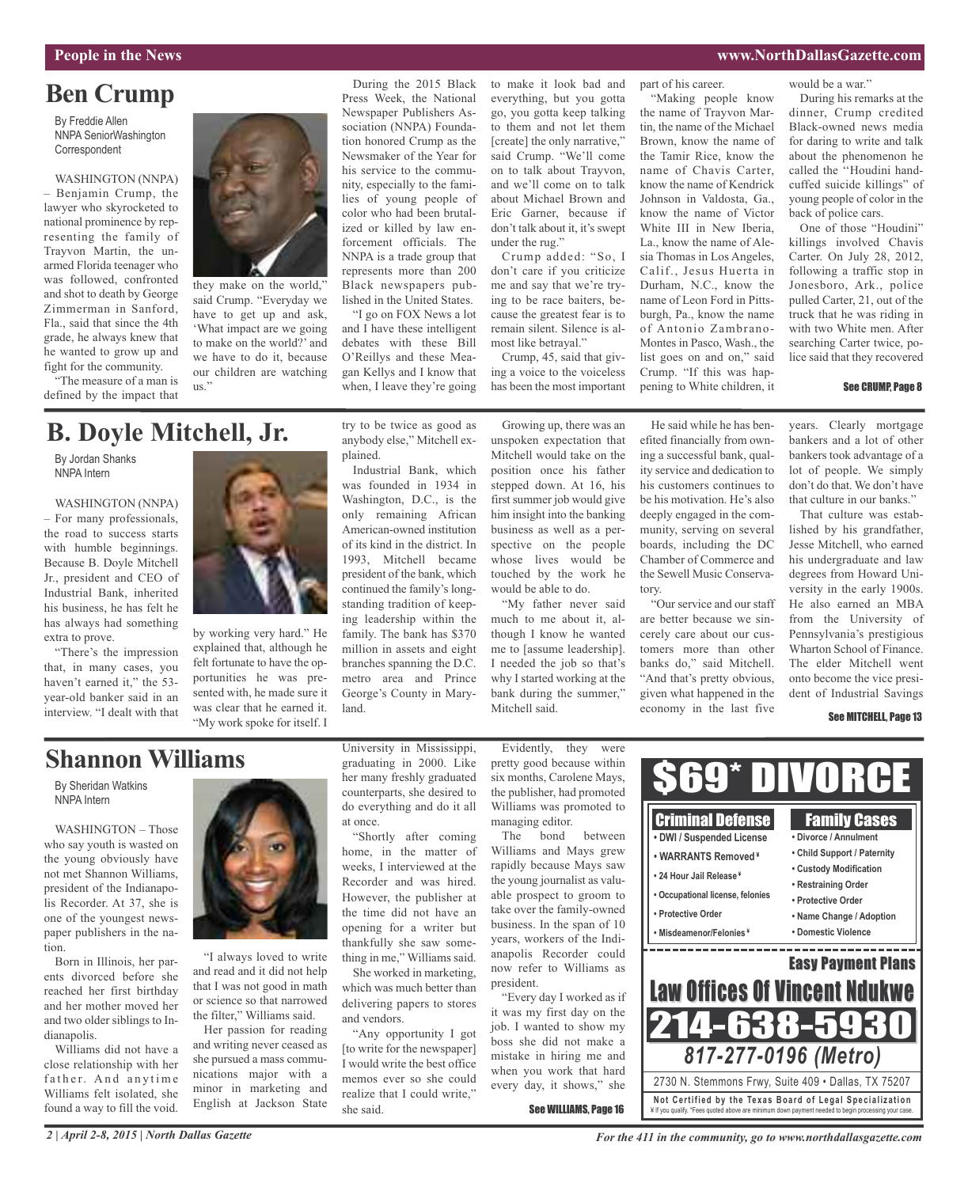## Ben Crump

By Freddie Allen
NNPA SeniorWashington Correspondent

WASHINGTON (NNPA) – Benjamin Crump, the lawyer who skyrocketed to national prominence by representing the family of Trayvon Martin, the unarmed Florida teenager who was followed, confronted and shot to death by George Zimmerman in Sanford, Fla., said that since the 4th grade, he always knew that he wanted to grow up and fight for the community.

"The measure of a man is defined by the impact that they make on the world," said Crump. "Everyday we have to get up and ask, 'What impact are we going to make on the world?' and we have to do it, because our children are watching us."

During the 2015 Black Press Week, the National Newspaper Publishers Association (NNPA) Foundation honored Crump as the Newsmaker of the Year for his service to the community, especially to the families of young people of color who had been brutalized or killed by law enforcement officials. The NNPA is a trade group that represents more than 200 Black newspapers published in the United States.

"I go on FOX News a lot and I have these intelligent debates with these Bill O'Reillys and these Meagan Kellys and I know that when, I leave they're going to make it look bad and everything, but you gotta go, you gotta keep talking to them and not let them [create] the only narrative," said Crump. "We'll come on to talk about Trayvon, and we'll come on to talk about Michael Brown and Eric Garner, because if don't talk about it, it's swept under the rug."

Crump added: "So, I don't care if you criticize me and say that we're trying to be race baiters, because the greatest fear is to remain silent. Silence is almost like betrayal."

Crump, 45, said that giving a voice to the voiceless has been the most important part of his career.

"Making people know the name of Trayvon Martin, the name of the Michael Brown, know the name of the Tamir Rice, know the name of Chavis Carter, know the name of Kendrick Johnson in Valdosta, Ga., know the name of Victor White III in New Iberia, La., know the name of Alesia Thomas in Los Angeles, Calif., Jesus Huerta in Durham, N.C., know the name of Leon Ford in Pittsburgh, Pa., know the name of Antonio Zambrano-Montes in Pasco, Wash., the list goes on and on," said Crump. "If this was happening to White children, it would be a war."

During his remarks at the dinner, Crump credited Black-owned news media for daring to write and talk about the phenomenon he called the "Houdini handcuffed suicide killings" of young people of color in the back of police cars.

One of those "Houdini" killings involved Chavis Carter. On July 28, 2012, following a traffic stop in Jonesboro, Ark., police pulled Carter, 21, out of the truck that he was riding in with two White men. After searching Carter twice, police said that they recovered

See CRUMP, Page 8

## B. Doyle Mitchell, Jr.

By Jordan Shanks
NNPA Intern

WASHINGTON (NNPA) – For many professionals, the road to success starts with humble beginnings. Because B. Doyle Mitchell Jr., president and CEO of Industrial Bank, inherited his business, he has felt he has always had something extra to prove.

"There's the impression that, in many cases, you haven't earned it," the 53-year-old banker said in an interview. "I dealt with that by working very hard." He explained that, although he felt fortunate to have the opportunities he was presented with, he made sure it was clear that he earned it. "My work spoke for itself. I try to be twice as good as anybody else," Mitchell explained.

Industrial Bank, which was founded in 1934 in Washington, D.C., is the only remaining African American-owned institution of its kind in the district. In 1993, Mitchell became president of the bank, which continued the family's longstanding tradition of keeping leadership within the family. The bank has $370 million in assets and eight branches spanning the D.C. metro area and Prince George's County in Maryland.

Growing up, there was an unspoken expectation that Mitchell would take on the position once his father stepped down. At 16, his first summer job would give him insight into the banking business as well as a perspective on the people whose lives would be touched by the work he would be able to do.

"My father never said much to me about it, although I know he wanted me to [assume leadership]. I needed the job so that's why I started working at the bank during the summer," Mitchell said.

He said while he has benefited financially from owning a successful bank, quality service and dedication to his customers continues to be his motivation. He's also deeply engaged in the community, serving on several boards, including the DC Chamber of Commerce and the Sewell Music Conservatory.

"Our service and our staff are better because we sincerely care about our customers more than other banks do," said Mitchell. "And that's pretty obvious, given what happened in the economy in the last five years. Clearly mortgage bankers and a lot of other bankers took advantage of a lot of people. We simply don't do that. We don't have that culture in our banks."

That culture was established by his grandfather, Jesse Mitchell, who earned his undergraduate and law degrees from Howard University in the early 1900s. He also earned an MBA from the University of Pennsylvania's prestigious Wharton School of Finance. The elder Mitchell went onto become the vice president of Industrial Savings

See MITCHELL, Page 13

## Shannon Williams

By Sheridan Watkins
NNPA Intern

WASHINGTON – Those who say youth is wasted on the young obviously have not met Shannon Williams, president of the Indianapolis Recorder. At 37, she is one of the youngest newspaper publishers in the nation.

Born in Illinois, her parents divorced before she reached her first birthday and her mother moved her and two older siblings to Indianapolis.

Williams did not have a close relationship with her father. And anytime Williams felt isolated, she found a way to fill the void.

"I always loved to write and read and it did not help that I was not good in math or science so that narrowed the filter," Williams said.

Her passion for reading and writing never ceased as she pursued a mass communications major with a minor in marketing and English at Jackson State University in Mississippi, graduating in 2000. Like her many freshly graduated counterparts, she desired to do everything and do it all at once.

"Shortly after coming home, in the matter of weeks, I interviewed at the Recorder and was hired. However, the publisher at the time did not have an opening for a writer but thankfully she saw something in me," Williams said.

She worked in marketing, which was much better than delivering papers to stores and vendors.

"Any opportunity I got [to write for the newspaper] I would write the best office memos ever so she could realize that I could write," she said.

Evidently, they were pretty good because within six months, Carolene Mays, the publisher, had promoted Williams was promoted to managing editor.

The bond between Williams and Mays grew rapidly because Mays saw the young journalist as valuable prospect to groom to take over the family-owned business. In the span of 10 years, workers of the Indianapolis Recorder could now refer to Williams as president.

"Every day I worked as if it was my first day on the job. I wanted to show my boss she did not make a mistake in hiring me and when you work that hard every day, it shows," she

See WILLIAMS, Page 16

---

**$69* DIVORCE**

**Criminal Defense**
- DWI / Suspended License
- WARRANTS Removed ¥
- 24 Hour Jail Release ¥
- Occupational license, felonies
- Protective Order
- Misdeamenor/Felonies ¥

**Family Cases**
- Divorce / Annulment
- Child Support / Paternity
- Custody Modification
- Restraining Order
- Protective Order
- Name Change / Adoption
- Domestic Violence

**Easy Payment Plans**

**Law Offices Of Vincent Ndukwe**

**214-638-5930**

*817-277-0196 (Metro)*

2730 N. Stemmons Frwy, Suite 409 • Dallas, TX 75207

**Not Certified by the Texas Board of Legal Specialization**
¥ If you qualify. *Fees quoted above are minimum down payment needed to begin processing your case.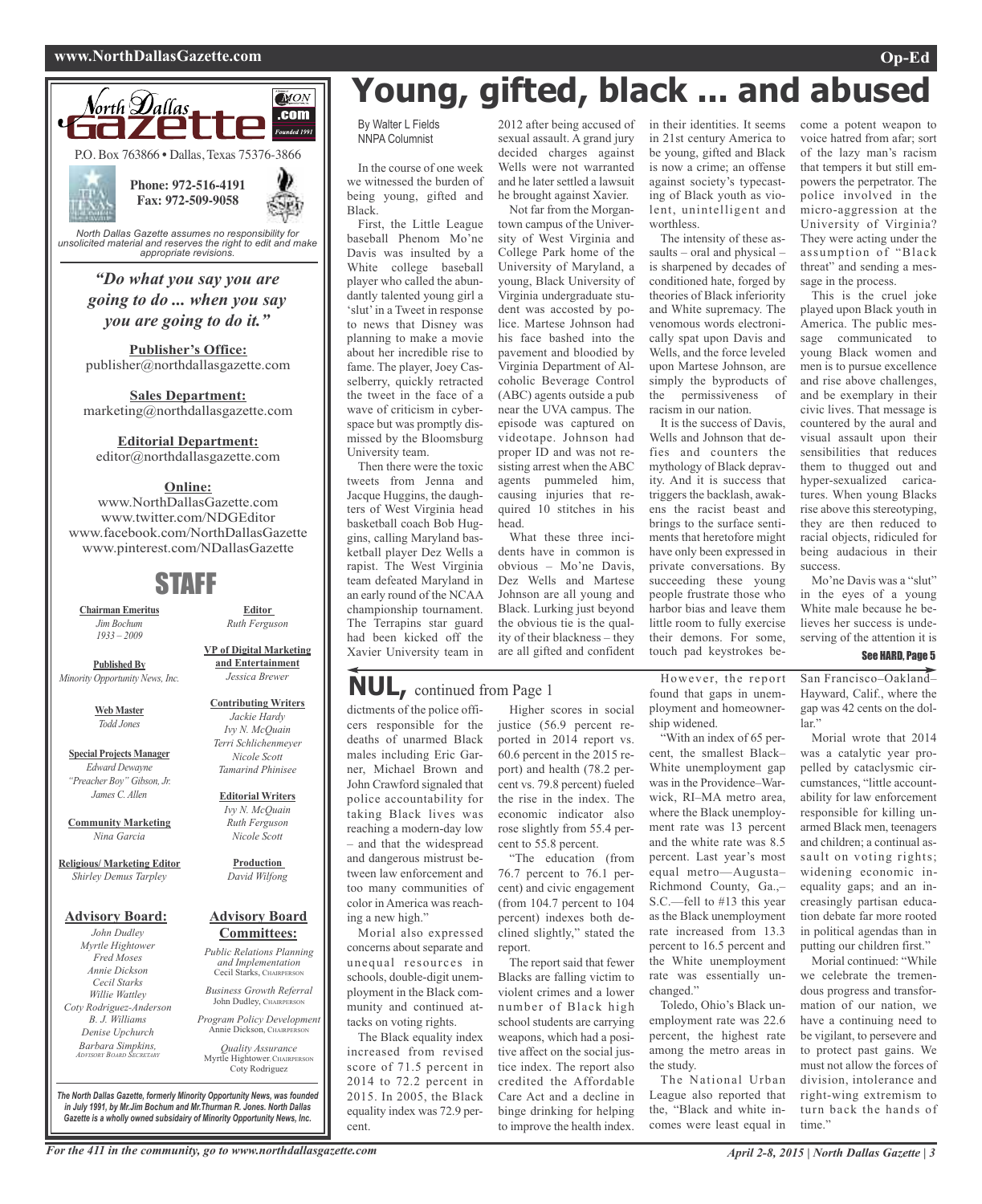North Dallas Gazette

P.O. Box 763866 • Dallas, Texas 75376-3866

**Phone: 972-516-4191**
**Fax: 972-509-9058**

*North Dallas Gazette assumes no responsibility for unsolicited material and reserves the right to edit and make appropriate revisions.*

***"Do what you say you are going to do ... when you say you are going to do it."***

**Publisher's Office:**
publisher@northdallasgazette.com

**Sales Department:**
marketing@northdallasgazette.com

**Editorial Department:**
editor@northdallasgazette.com

**Online:**
www.NorthDallasGazette.com
www.twitter.com/NDGEditor
www.facebook.com/NorthDallasGazette
www.pinterest.com/NDallasGazette

## STAFF

**Chairman Emeritus**
*Jim Bochum*
*1933 – 2009*

**Published By**
*Minority Opportunity News, Inc.*

**Web Master**
*Todd Jones*

**Special Projects Manager**
*Edward Dewayne "Preacher Boy" Gibson, Jr.*
*James C. Allen*

**Community Marketing**
*Nina Garcia*

**Religious/ Marketing Editor**
*Shirley Demus Tarpley*

**Editor**
*Ruth Ferguson*

**VP of Digital Marketing and Entertainment**
*Jessica Brewer*

**Contributing Writers**
*Jackie Hardy*
*Ivy N. McQuain*
*Terri Schlichenmeyer*
*Nicole Scott*
*Tamarind Phinisee*

**Editorial Writers**
*Ivy N. McQuain*
*Ruth Ferguson*
*Nicole Scott*

**Production**
*David Wilfong*

**Advisory Board:**
*John Dudley*
*Myrtle Hightower*
*Fred Moses*
*Annie Dickson*
*Cecil Starks*
*Willie Wattley*
*Coty Rodriguez-Anderson*
*B. J. Williams*
*Denise Upchurch*
*Barbara Simpkins, Advisory Board Secretary*

**Advisory Board Committees:**
*Public Relations Planning and Implementation*
Cecil Starks, Chairperson
*Business Growth Referral*
John Dudley, Chairperson
*Program Policy Development*
Annie Dickson, Chairperson
*Quality Assurance*
Myrtle Hightower, Chairperson
Coty Rodriguez

*The North Dallas Gazette, formerly Minority Opportunity News, was founded in July 1991, by Mr.Jim Bochum and Mr.Thurman R. Jones. North Dallas Gazette is a wholly owned subsidairy of Minority Opportunity News, Inc.*

# Young, gifted, black ... and abused

By Walter L Fields
NNPA Columnist

In the course of one week we witnessed the burden of being young, gifted and Black.

First, the Little League baseball Phenom Mo'ne Davis was insulted by a White college baseball player who called the abundantly talented young girl a 'slut' in a Tweet in response to news that Disney was planning to make a movie about her incredible rise to fame. The player, Joey Casselberry, quickly retracted the tweet in the face of a wave of criticism in cyberspace but was promptly dismissed by the Bloomsburg University team.

Then there were the toxic tweets from Jenna and Jacque Huggins, the daughters of West Virginia head basketball coach Bob Huggins, calling Maryland basketball player Dez Wells a rapist. The West Virginia team defeated Maryland in an early round of the NCAA championship tournament. The Terrapins star guard had been kicked off the Xavier University team in 2012 after being accused of sexual assault. A grand jury decided charges against Wells were not warranted and he later settled a lawsuit he brought against Xavier.

Not far from the Morgantown campus of the University of West Virginia and College Park home of the University of Maryland, a young, Black University of Virginia undergraduate student was accosted by police. Martese Johnson had his face bashed into the pavement and bloodied by Virginia Department of Alcoholic Beverage Control (ABC) agents outside a pub near the UVA campus. The episode was captured on videotape. Johnson had proper ID and was not resisting arrest when the ABC agents pummeled him, causing injuries that required 10 stitches in his head.

What these three incidents have in common is obvious – Mo'ne Davis, Dez Wells and Martese Johnson are all young and Black. Lurking just beyond the obvious tie is the quality of their blackness – they are all gifted and confident in their identities. It seems in 21st century America to be young, gifted and Black is now a crime; an offense against society's typecasting of Black youth as violent, unintelligent and worthless.

The intensity of these assaults – oral and physical – is sharpened by decades of conditioned hate, forged by theories of Black inferiority and White supremacy. The venomous words electronically spat upon Davis and Wells, and the force leveled upon Martese Johnson, are simply the byproducts of the permissiveness of racism in our nation.

It is the success of Davis, Wells and Johnson that defies and counters the mythology of Black depravity. And it is success that triggers the backlash, awakens the racist beast and brings to the surface sentiments that heretofore might have only been expressed in private conversations. By succeeding these young people frustrate those who harbor bias and leave them little room to fully exercise their demons. For some, touch pad keystrokes become a potent weapon to voice hatred from afar; sort of the lazy man's racism that tempers it but still empowers the perpetrator. The police involved in the micro-aggression at the University of Virginia? They were acting under the assumption of "Black threat" and sending a message in the process.

This is the cruel joke played upon Black youth in America. The public message communicated to young Black women and men is to pursue excellence and rise above challenges, and be exemplary in their civic lives. That message is countered by the aural and visual assault upon their sensibilities that reduces them to thugged out and hyper-sexualized caricatures. When young Blacks rise above this stereotyping, they are then reduced to racial objects, ridiculed for being audacious in their success.

Mo'ne Davis was a "slut" in the eyes of a young White male because he believes her success is undeserving of the attention it is

See HARD, Page 5

## NUL, continued from Page 1

dictments of the police officers responsible for the deaths of unarmed Black males including Eric Garner, Michael Brown and John Crawford signaled that police accountability for taking Black lives was reaching a modern-day low – and that the widespread and dangerous mistrust between law enforcement and too many communities of color in America was reaching a new high."

Morial also expressed concerns about separate and unequal resources in schools, double-digit unemployment in the Black community and continued attacks on voting rights.

The Black equality index increased from revised score of 71.5 percent in 2014 to 72.2 percent in 2015. In 2005, the Black equality index was 72.9 percent.

Higher scores in social justice (56.9 percent reported in 2014 report vs. 60.6 percent in the 2015 report) and health (78.2 percent vs. 79.8 percent) fueled the rise in the index. The economic indicator also rose slightly from 55.4 percent to 55.8 percent.

"The education (from 76.7 percent to 76.1 percent) and civic engagement (from 104.7 percent to 104 percent) indexes both declined slightly," stated the report.

The report said that fewer Blacks are falling victim to violent crimes and a lower number of Black high school students are carrying weapons, which had a positive affect on the social justice index. The report also credited the Affordable Care Act and a decline in binge drinking for helping to improve the health index.

However, the report found that gaps in unemployment and homeownership widened.

"With an index of 65 percent, the smallest Black–White unemployment gap was in the Providence–Warwick, RI–MA metro area, where the Black unemployment rate was 13 percent and the white rate was 8.5 percent. Last year's most equal metro—Augusta–Richmond County, Ga.,–S.C.—fell to #13 this year as the Black unemployment rate increased from 13.3 percent to 16.5 percent and the White unemployment rate was essentially unchanged."

Toledo, Ohio's Black unemployment rate was 22.6 percent, the highest rate among the metro areas in the study.

The National Urban League also reported that the, "Black and white incomes were least equal in San Francisco–Oakland–Hayward, Calif., where the gap was 42 cents on the dollar."

Morial wrote that 2014 was a catalytic year propelled by cataclysmic circumstances, "little accountability for law enforcement responsible for killing unarmed Black men, teenagers and children; a continual assault on voting rights; widening economic inequality gaps; and an increasingly partisan education debate far more rooted in political agendas than in putting our children first."

Morial continued: "While we celebrate the tremendous progress and transformation of our nation, we have a continuing need to be vigilant, to persevere and to protect past gains. We must not allow the forces of division, intolerance and right-wing extremism to turn back the hands of time."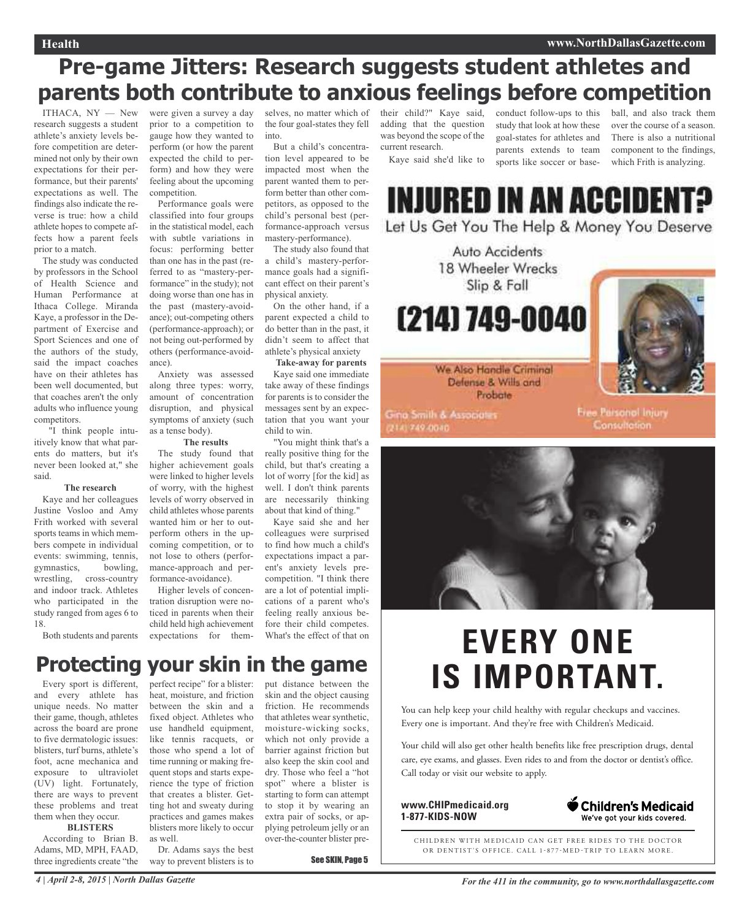# Pre-game Jitters: Research suggests student athletes and parents both contribute to anxious feelings before competition

ITHACA, NY — New research suggests a student athlete's anxiety levels before competition are determined not only by their own expectations for their performance, but their parents' expectations as well. The findings also indicate the reverse is true: how a child athlete hopes to compete affects how a parent feels prior to a match.

The study was conducted by professors in the School of Health Science and Human Performance at Ithaca College. Miranda Kaye, a professor in the Department of Exercise and Sport Sciences and one of the authors of the study, said the impact coaches have on their athletes has been well documented, but that coaches aren't the only adults who influence young competitors.

"I think people intuitively know that what parents do matters, but it's never been looked at," she said.

**The research**

Kaye and her colleagues Justine Vosloo and Amy Frith worked with several sports teams in which members compete in individual events: swimming, tennis, gymnastics, bowling, wrestling, cross-country and indoor track. Athletes who participated in the study ranged from ages 6 to 18.

Both students and parents were given a survey a day prior to a competition to gauge how they wanted to perform (or how the parent expected the child to perform) and how they were feeling about the upcoming competition.

Performance goals were classified into four groups in the statistical model, each with subtle variations in focus: performing better than one has in the past (referred to as "mastery-performance" in the study); not doing worse than one has in the past (mastery-avoidance); out-competing others (performance-approach); or not being out-performed by others (performance-avoidance).

Anxiety was assessed along three types: worry, amount of concentration disruption, and physical symptoms of anxiety (such as a tense body).

**The results**

The study found that higher achievement goals were linked to higher levels of worry, with the highest levels of worry observed in child athletes whose parents wanted him or her to outperform others in the upcoming competition, or to not lose to others (performance-approach and performance-avoidance).

Higher levels of concentration disruption were noticed in parents when their child held high achievement expectations for themselves, no matter which of the four goal-states they fell into.

But a child's concentration level appeared to be impacted most when the parent wanted them to perform better than other competitors, as opposed to the child's personal best (performance-approach versus mastery-performance).

The study also found that a child's mastery-performance goals had a significant effect on their parent's physical anxiety.

On the other hand, if a parent expected a child to do better than in the past, it didn't seem to affect that athlete's physical anxiety

**Take-away for parents**

Kaye said one immediate take away of these findings for parents is to consider the messages sent by an expectation that you want your child to win.

"You might think that's a really positive thing for the child, but that's creating a lot of worry [for the kid] as well. I don't think parents are necessarily thinking about that kind of thing."

Kaye said she and her colleagues were surprised to find how much a child's expectations impact a parent's anxiety levels pre-competition. "I think there are a lot of potential implications of a parent who's feeling really anxious before their child competes. What's the effect of that on their child?" Kaye said, adding that the question was beyond the scope of the current research.

Kaye said she'd like to conduct follow-ups to this study that look at how these goal-states for athletes and parents extends to team sports like soccer or baseball, and also track them over the course of a season. There is also a nutritional component to the findings, which Frith is analyzing.

# Protecting your skin in the game

Every sport is different, and every athlete has unique needs. No matter their game, though, athletes across the board are prone to five dermatologic issues: blisters, turf burns, athlete's foot, acne mechanica and exposure to ultraviolet (UV) light. Fortunately, there are ways to prevent these problems and treat them when they occur.

**BLISTERS**

According to Brian B. Adams, MD, MPH, FAAD, three ingredients create "the perfect recipe" for a blister: heat, moisture, and friction between the skin and a fixed object. Athletes who use handheld equipment, like tennis racquets, or those who spend a lot of time running or making frequent stops and starts experience the type of friction that creates a blister. Getting hot and sweaty during practices and games makes blisters more likely to occur as well.

Dr. Adams says the best way to prevent blisters is to put distance between the skin and the object causing friction. He recommends that athletes wear synthetic, moisture-wicking socks, which not only provide a barrier against friction but also keep the skin cool and dry. Those who feel a "hot spot" where a blister is starting to form can attempt to stop it by wearing an extra pair of socks, or applying petroleum jelly or an over-the-counter blister pre-

See SKIN, Page 5

---

**INJURED IN AN ACCIDENT?**

Let Us Get You The Help & Money You Deserve

Auto Accidents
18 Wheeler Wrecks
Slip & Fall

**(214) 749-0040**

We Also Handle Criminal Defense & Wills and Probate

Gina Smith & Associates
(214) 749-0040

Free Personal Injury Consultation

---

**EVERY ONE IS IMPORTANT.**

You can help keep your child healthy with regular checkups and vaccines. Every one is important. And they're free with Children's Medicaid.

Your child will also get other health benefits like free prescription drugs, dental care, eye exams, and glasses. Even rides to and from the doctor or dentist's office. Call today or visit our website to apply.

www.CHIPmedicaid.org
1-877-KIDS-NOW

Children's Medicaid — We've got your kids covered.

CHILDREN WITH MEDICAID CAN GET FREE RIDES TO THE DOCTOR OR DENTIST'S OFFICE. CALL 1-877-MED-TRIP TO LEARN MORE.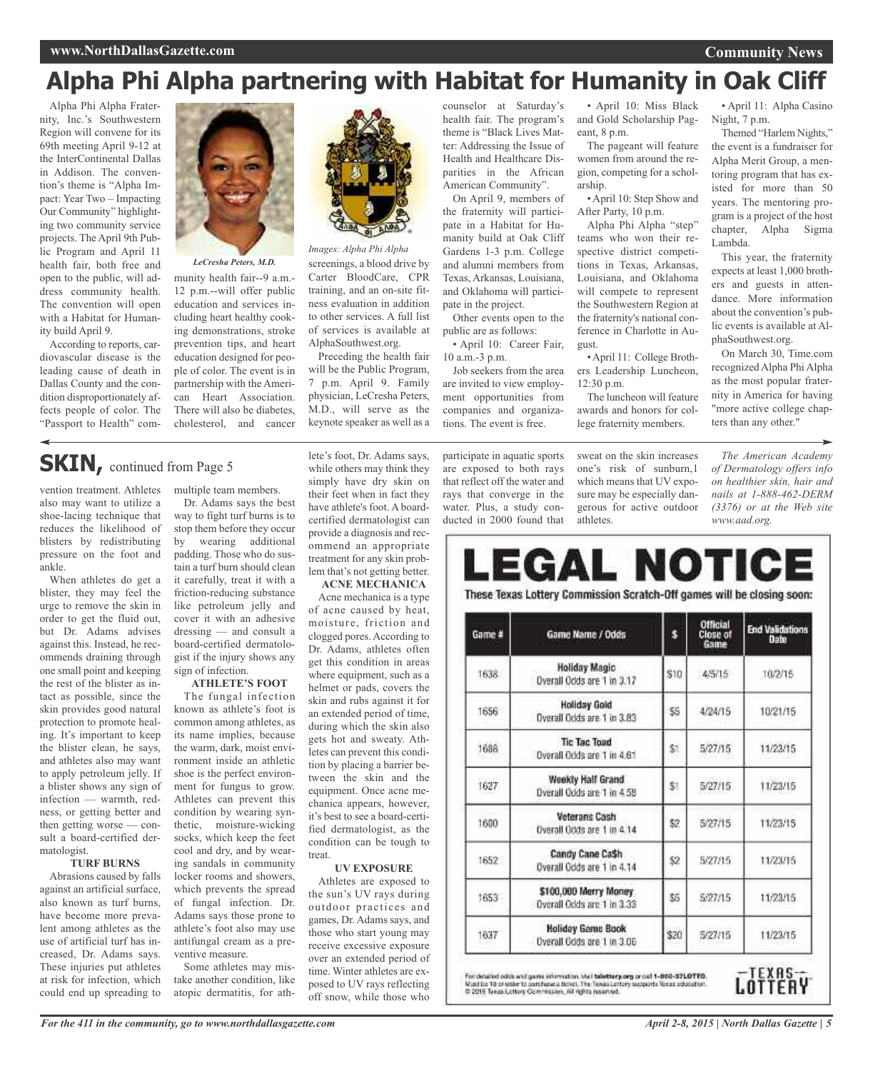# Alpha Phi Alpha partnering with Habitat for Humanity in Oak Cliff

Alpha Phi Alpha Fraternity, Inc.'s Southwestern Region will convene for its 69th meeting April 9-12 at the InterContinental Dallas in Addison. The convention's theme is "Alpha Impact: Year Two – Impacting Our Community" highlighting two community service projects. The April 9th Public Program and April 11 health fair, both free and open to the public, will address community health. The convention will open with a Habitat for Humanity build April 9.

According to reports, cardiovascular disease is the leading cause of death in Dallas County and the condition disproportionately affects people of color. The "Passport to Health" community health fair--9 a.m.-12 p.m.--will offer public education and services including heart healthy cooking demonstrations, stroke prevention tips, and heart education designed for people of color. The event is in partnership with the American Heart Association. There will also be diabetes, cholesterol, and cancer screenings, a blood drive by Carter BloodCare, CPR training, and an on-site fitness evaluation in addition to other services. A full list of services is available at AlphaSouthwest.org.

*LeCresha Peters, M.D.*

*Images: Alpha Phi Alpha*

Preceding the health fair will be the Public Program, 7 p.m. April 9. Family physician, LeCresha Peters, M.D., will serve as the keynote speaker as well as a counselor at Saturday's health fair. The program's theme is "Black Lives Matter: Addressing the Issue of Health and Healthcare Disparities in the African American Community".

On April 9, members of the fraternity will participate in a Habitat for Humanity build at Oak Cliff Gardens 1-3 p.m. College and alumni members from Texas, Arkansas, Louisiana, and Oklahoma will participate in the project.

Other events open to the public are as follows:

- April 10: Career Fair, 10 a.m.-3 p.m.

Job seekers from the area are invited to view employment opportunities from companies and organizations. The event is free.

- April 10: Miss Black and Gold Scholarship Pageant, 8 p.m.

The pageant will feature women from around the region, competing for a scholarship.

- April 10: Step Show and After Party, 10 p.m.

Alpha Phi Alpha "step" teams who won their respective district competitions in Texas, Arkansas, Louisiana, and Oklahoma will compete to represent the Southwestern Region at the fraternity's national conference in Charlotte in August.

- April 11: College Brothers Leadership Luncheon, 12:30 p.m.

The luncheon will feature awards and honors for college fraternity members.

- April 11: Alpha Casino Night, 7 p.m.

Themed "Harlem Nights," the event is a fundraiser for Alpha Merit Group, a mentoring program that has existed for more than 50 years. The mentoring program is a project of the host chapter, Alpha Sigma Lambda.

This year, the fraternity expects at least 1,000 brothers and guests in attendance. More information about the convention's public events is available at AlphaSouthwest.org.

On March 30, Time.com recognized Alpha Phi Alpha as the most popular fraternity in America for having "more active college chapters than any other."

## SKIN, continued from Page 5

vention treatment. Athletes also may want to utilize a shoe-lacing technique that reduces the likelihood of blisters by redistributing pressure on the foot and ankle.

When athletes do get a blister, they may feel the urge to remove the skin in order to get the fluid out, but Dr. Adams advises against this. Instead, he recommends draining through one small point and keeping the rest of the blister as intact as possible, since the skin provides good natural protection to promote healing. It's important to keep the blister clean, he says, and athletes also may want to apply petroleum jelly. If a blister shows any sign of infection — warmth, redness, or getting better and then getting worse — consult a board-certified dermatologist.

**TURF BURNS**

Abrasions caused by falls against an artificial surface, also known as turf burns, have become more prevalent among athletes as the use of artificial turf has increased, Dr. Adams says. These injuries put athletes at risk for infection, which could end up spreading to multiple team members.

Dr. Adams says the best way to fight turf burns is to stop them before they occur by wearing additional padding. Those who do sustain a turf burn should clean it carefully, treat it with a friction-reducing substance like petroleum jelly and cover it with an adhesive dressing — and consult a board-certified dermatologist if the injury shows any sign of infection.

**ATHLETE'S FOOT**

The fungal infection known as athlete's foot is common among athletes, as its name implies, because the warm, dark, moist environment inside an athletic shoe is the perfect environment for fungus to grow. Athletes can prevent this condition by wearing synthetic, moisture-wicking socks, which keep the feet cool and dry, and by wearing sandals in community locker rooms and showers, which prevents the spread of fungal infection. Dr. Adams says those prone to athlete's foot also may use antifungal cream as a preventive measure.

Some athletes may mistake another condition, like atopic dermatitis, for athlete's foot, Dr. Adams says, while others may think they simply have dry skin on their feet when in fact they have athlete's foot. A board-certified dermatologist can provide a diagnosis and recommend an appropriate treatment for any skin problem that's not getting better.

**ACNE MECHANICA**

Acne mechanica is a type of acne caused by heat, moisture, friction and clogged pores. According to Dr. Adams, athletes often get this condition in areas where equipment, such as a helmet or pads, covers the skin and rubs against it for an extended period of time, during which the skin also gets hot and sweaty. Athletes can prevent this condition by placing a barrier between the skin and the equipment. Once acne mechanica appears, however, it's best to see a board-certified dermatologist, as the condition can be tough to treat.

**UV EXPOSURE**

Athletes are exposed to the sun's UV rays during outdoor practices and games, Dr. Adams says, and those who start young may receive excessive exposure over an extended period of time. Winter athletes are exposed to UV rays reflecting off snow, while those who participate in aquatic sports are exposed to both rays that reflect off the water and rays that converge in the water. Plus, a study conducted in 2000 found that sweat on the skin increases one's risk of sunburn,1 which means that UV exposure may be especially dangerous for active outdoor athletes.

*The American Academy of Dermatology offers info on healthier skin, hair and nails at 1-888-462-DERM (3376) or at the Web site www.aad.org.*

# LEGAL NOTICE

**These Texas Lottery Commission Scratch-Off games will be closing soon:**

| Game # | Game Name / Odds | $ | Official Close of Game | End Validations Date |
|---|---|---|---|---|
| 1638 | Holiday Magic<br>Overall Odds are 1 in 3.17 | $10 | 4/5/15 | 10/2/15 |
| 1656 | Holiday Gold<br>Overall Odds are 1 in 3.83 | $5 | 4/24/15 | 10/21/15 |
| 1688 | Tic Tac Toad<br>Overall Odds are 1 in 4.61 | $1 | 5/27/15 | 11/23/15 |
| 1627 | Weekly Half Grand<br>Overall Odds are 1 in 4.58 | $1 | 5/27/15 | 11/23/15 |
| 1600 | Veterans Cash<br>Overall Odds are 1 in 4.14 | $2 | 5/27/15 | 11/23/15 |
| 1652 | Candy Cane Ca$h<br>Overall Odds are 1 in 4.14 | $2 | 5/27/15 | 11/23/15 |
| 1653 | $100,000 Merry Money<br>Overall Odds are 1 in 3.33 | $5 | 5/27/15 | 11/23/15 |
| 1637 | Holiday Game Book<br>Overall Odds are 1 in 3.06 | $20 | 5/27/15 | 11/23/15 |

For detailed odds and game information, visit txlottery.org or call 1-800-37LOTTO. Must be 18 or older to purchase a ticket. The Texas Lottery supports Texas education. © 2015 Texas Lottery Commission. All rights reserved.

TEXAS LOTTERY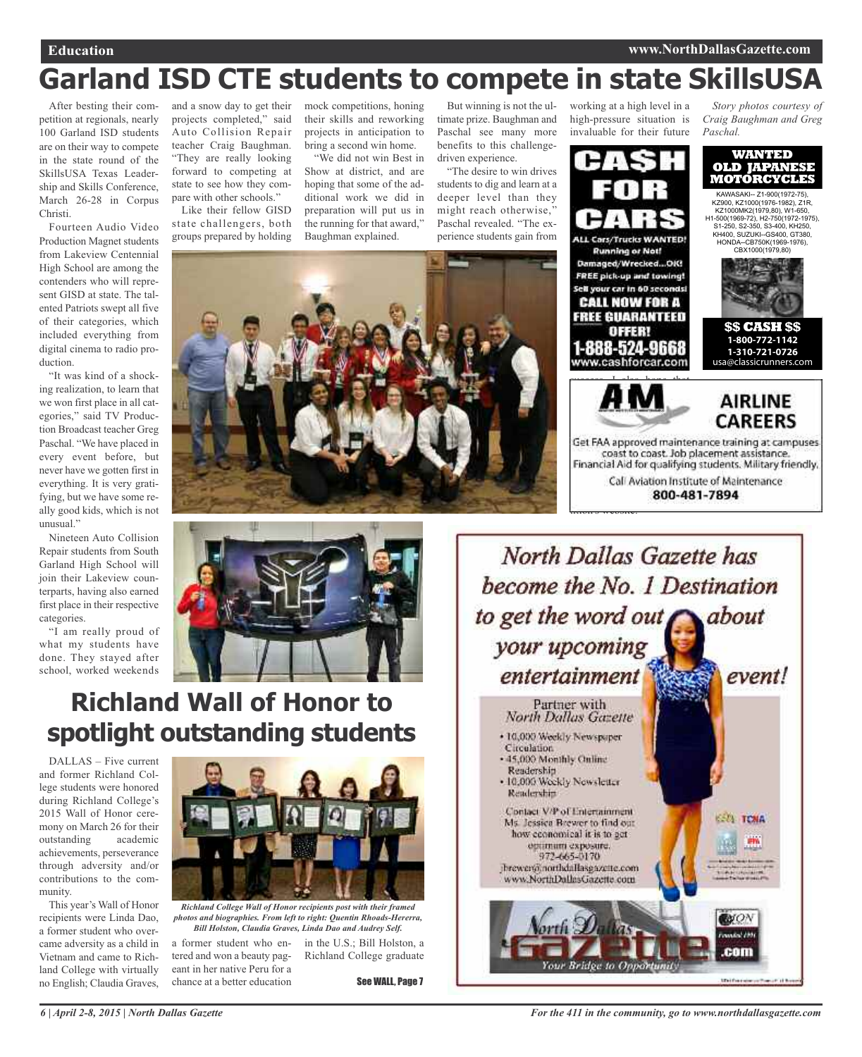# Garland ISD CTE students to compete in state SkillsUSA

After besting their competition at regionals, nearly 100 Garland ISD students are on their way to compete in the state round of the SkillsUSA Texas Leadership and Skills Conference, March 26-28 in Corpus Christi.

Fourteen Audio Video Production Magnet students from Lakeview Centennial High School are among the contenders who will represent GISD at state. The talented Patriots swept all five of their categories, which included everything from digital cinema to radio production.

"It was kind of a shocking realization, to learn that we won first place in all categories," said TV Production Broadcast teacher Greg Paschal. "We have placed in every event before, but never have we gotten first in everything. It is very gratifying, but we have some really good kids, which is not unusual."

Nineteen Auto Collision Repair students from South Garland High School will join their Lakeview counterparts, having also earned first place in their respective categories.

"I am really proud of what my students have done. They stayed after school, worked weekends and a snow day to get their projects completed," said Auto Collision Repair teacher Craig Baughman. "They are really looking forward to competing at state to see how they compare with other schools."

Like their fellow GISD state challengers, both groups prepared by holding mock competitions, honing their skills and reworking projects in anticipation to bring a second win home.

"We did not win Best in Show at district, and are hoping that some of the additional work we did in preparation will put us in the running for that award," Baughman explained.

But winning is not the ultimate prize. Baughman and Paschal see many more benefits to this challenge-driven experience.

"The desire to win drives students to dig and learn at a deeper level than they might reach otherwise," Paschal revealed. "The experience students gain from working at a high level in a high-pressure situation is invaluable for their future

*Story photos courtesy of Craig Baughman and Greg Paschal.*

# Richland Wall of Honor to spotlight outstanding students

DALLAS – Five current and former Richland College students were honored during Richland College's 2015 Wall of Honor ceremony on March 26 for their outstanding academic achievements, perseverance through adversity and/or contributions to the community.

This year's Wall of Honor recipients were Linda Dao, a former student who overcame adversity as a child in Vietnam and came to Richland College with virtually no English; Claudia Graves, a former student who entered and won a beauty pageant in her native Peru for a chance at a better education in the U.S.; Bill Holston, a Richland College graduate

*Richland College Wall of Honor recipients post with their framed photos and biographies. From left to right: Quentin Rhoads-Hererra, Bill Holston, Claudia Graves, Linda Dao and Audrey Self.*

See WALL, Page 7

---

**CA$H FOR CARS**
ALL Cars/Trucks WANTED! Running or Not! Damaged/Wrecked...OK! FREE pick-up and towing! Sell your car in 60 seconds! CALL NOW FOR A FREE GUARANTEED OFFER! 1-888-524-9668 www.cashforcar.com

**WANTED OLD JAPANESE MOTORCYCLES**
KAWASAKI-- Z1-900(1972-75), KZ900, KZ1000(1976-1982), Z1R, KZ1000MK2(1979,80), W1-650, H1-500(1969-72), H2-750(1972-1975), S1-250, S2-350, S3-400, KH250, KH400, SUZUKI--GS400, GT380, HONDA--CB750K(1969-1976), CBX1000(1979,80)
$$ CASH $$ 1-800-772-1142 1-310-721-0726 usa@classicrunners.com

**AM AIRLINE CAREERS**
Get FAA approved maintenance training at campuses coast to coast. Job placement assistance. Financial Aid for qualifying students. Military friendly. Call Aviation Institute of Maintenance 800-481-7894

**North Dallas Gazette has become the No. 1 Destination to get the word out about your upcoming entertainment event!**

Partner with North Dallas Gazette
- 10,000 Weekly Newspaper Circulation
- 45,000 Monthly Online Readership
- 10,000 Weekly Newsletter Readership

Contact V/P of Entertainment Ms. Jessica Brewer to find out how economical it is to get optimum exposure. 972-665-0170 jbrewer@northdallasgazette.com www.NorthDallasGazette.com

North Dallas Gazette .com — Your Bridge to Opportunity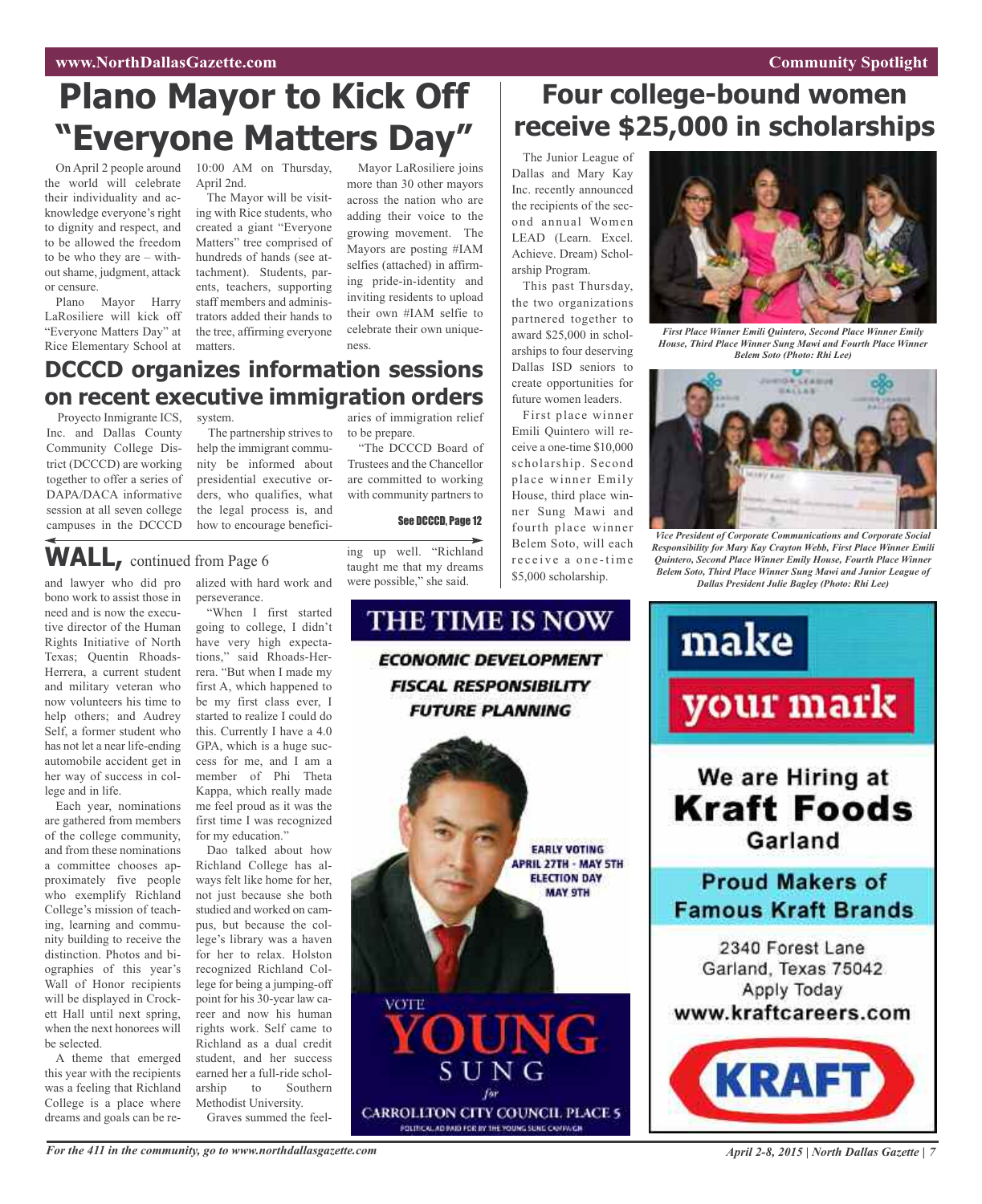# Plano Mayor to Kick Off "Everyone Matters Day"

On April 2 people around the world will celebrate their individuality and acknowledge everyone's right to dignity and respect, and to be allowed the freedom to be who they are – without shame, judgment, attack or censure.

Plano Mayor Harry LaRosiliere will kick off "Everyone Matters Day" at Rice Elementary School at 10:00 AM on Thursday, April 2nd.

The Mayor will be visiting with Rice students, who created a giant "Everyone Matters" tree comprised of hundreds of hands (see attachment). Students, parents, teachers, supporting staff members and administrators added their hands to the tree, affirming everyone matters.

Mayor LaRosiliere joins more than 30 other mayors across the nation who are adding their voice to the growing movement. The Mayors are posting #IAM selfies (attached) in affirming pride-in-identity and inviting residents to upload their own #IAM selfie to celebrate their own uniqueness.

# DCCCD organizes information sessions on recent executive immigration orders

Proyecto Inmigrante ICS, Inc. and Dallas County Community College District (DCCCD) are working together to offer a series of DAPA/DACA informative session at all seven college campuses in the DCCCD system.

The partnership strives to help the immigrant community be informed about presidential executive orders, who qualifies, what the legal process is, and how to encourage beneficiaries of immigration relief to be prepare.

"The DCCCD Board of Trustees and the Chancellor are committed to working with community partners to

See DCCCD, Page 12

# WALL, continued from Page 6

and lawyer who did pro bono work to assist those in need and is now the executive director of the Human Rights Initiative of North Texas; Quentin Rhoads-Herrera, a current student and military veteran who now volunteers his time to help others; and Audrey Self, a former student who has not let a near life-ending automobile accident get in her way of success in college and in life.

Each year, nominations are gathered from members of the college community, and from these nominations a committee chooses approximately five people who exemplify Richland College's mission of teaching, learning and community building to receive the distinction. Photos and biographies of this year's Wall of Honor recipients will be displayed in Crockett Hall until next spring, when the next honorees will be selected.

A theme that emerged this year with the recipients was a feeling that Richland College is a place where dreams and goals can be realized with hard work and perseverance.

"When I first started going to college, I didn't have very high expectations," said Rhoads-Herrera. "But when I made my first A, which happened to be my first class ever, I started to realize I could do this. Currently I have a 4.0 GPA, which is a huge success for me, and I am a member of Phi Theta Kappa, which really made me feel proud as it was the first time I was recognized for my education."

Dao talked about how Richland College has always felt like home for her, not just because she both studied and worked on campus, but because the college's library was a haven for her to relax. Holston recognized Richland College for being a jumping-off point for his 30-year law career and now his human rights work. Self came to Richland as a dual credit student, and her success earned her a full-ride scholarship to Southern Methodist University.

Graves summed the feeling up well. "Richland taught me that my dreams were possible," she said.

# Four college-bound women receive $25,000 in scholarships

The Junior League of Dallas and Mary Kay Inc. recently announced the recipients of the second annual Women LEAD (Learn. Excel. Achieve. Dream) Scholarship Program.

This past Thursday, the two organizations partnered together to award $25,000 in scholarships to four deserving Dallas ISD seniors to create opportunities for future women leaders.

First place winner Emili Quintero will receive a one-time $10,000 scholarship. Second place winner Emily House, third place winner Sung Mawi and fourth place winner Belem Soto, will each receive a one-time $5,000 scholarship.

*First Place Winner Emili Quintero, Second Place Winner Emily House, Third Place Winner Sung Mawi and Fourth Place Winner Belem Soto (Photo: Rhi Lee)*

*Vice President of Corporate Communications and Corporate Social Responsibility for Mary Kay Crayton Webb, First Place Winner Emili Quintero, Second Place Winner Emily House, Fourth Place Winner Belem Soto, Third Place Winner Sung Mawi and Junior League of Dallas President Julie Bagley (Photo: Rhi Lee)*

THE TIME IS NOW

ECONOMIC DEVELOPMENT
FISCAL RESPONSIBILITY
FUTURE PLANNING

EARLY VOTING APRIL 27TH - MAY 5TH
ELECTION DAY MAY 9TH

VOTE YOUNG SUNG for CARROLLTON CITY COUNCIL PLACE 5

POLITICAL AD PAID FOR BY THE YOUNG SUNG CAMPAIGN

make your mark

We are Hiring at Kraft Foods Garland

Proud Makers of Famous Kraft Brands

2340 Forest Lane
Garland, Texas 75042
Apply Today
www.kraftcareers.com

KRAFT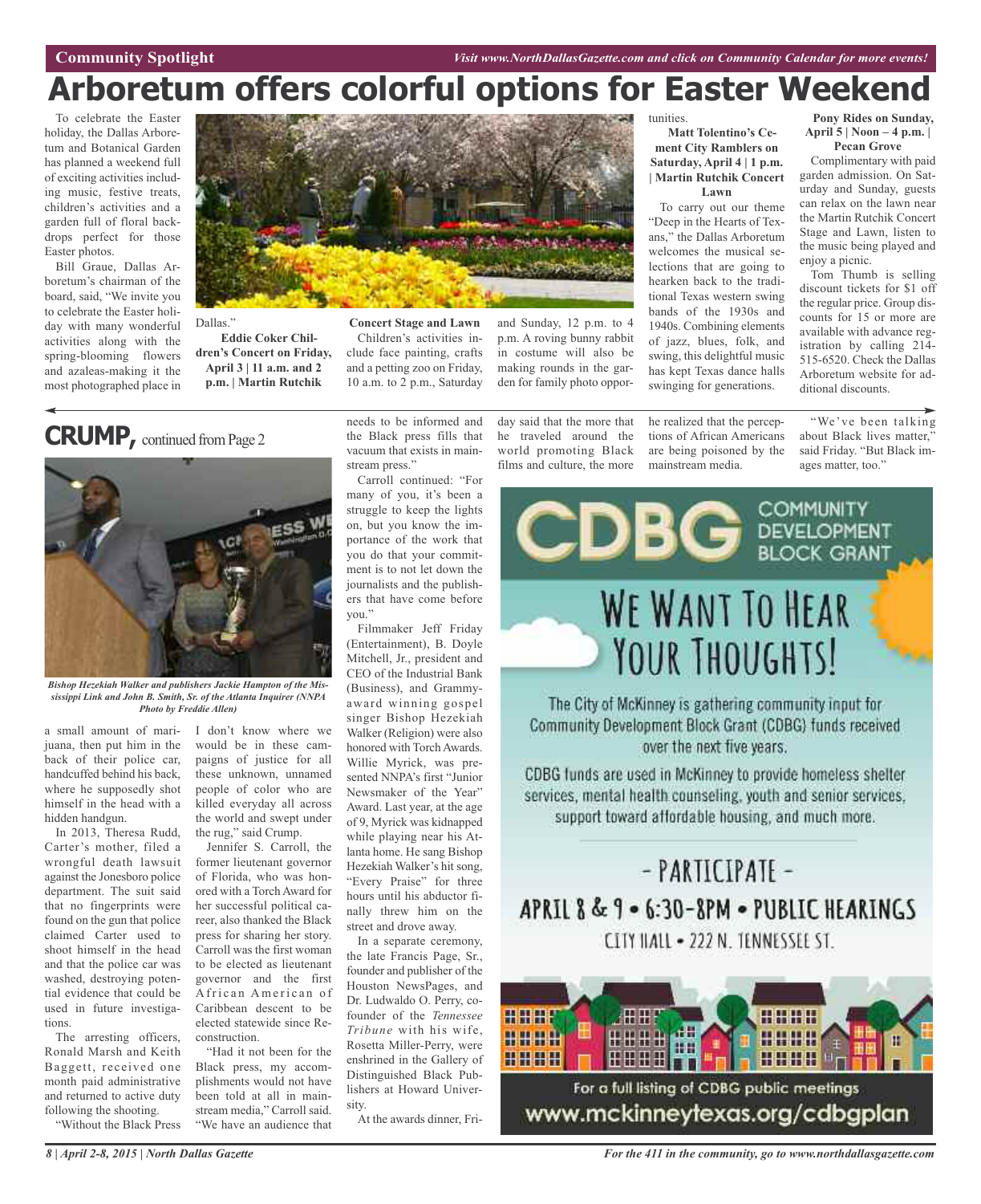Community Spotlight

Visit www.NorthDallasGazette.com and click on Community Calendar for more events!

# Arboretum offers colorful options for Easter Weekend

To celebrate the Easter holiday, the Dallas Arboretum and Botanical Garden has planned a weekend full of exciting activities including music, festive treats, children's activities and a garden full of floral backdrops perfect for those Easter photos.

Bill Graue, Dallas Arboretum's chairman of the board, said, "We invite you to celebrate the Easter holiday with many wonderful activities along with the spring-blooming flowers and azaleas-making it the most photographed place in Dallas."

**Eddie Coker Children's Concert on Friday, April 3 | 11 a.m. and 2 p.m. | Martin Rutchik Concert Stage and Lawn**

Children's activities include face painting, crafts and a petting zoo on Friday, 10 a.m. to 2 p.m., Saturday and Sunday, 12 p.m. to 4 p.m. A roving bunny rabbit in costume will also be making rounds in the garden for family photo opportunities.

**Matt Tolentino's Cement City Ramblers on Saturday, April 4 | 1 p.m. | Martin Rutchik Concert Lawn**

To carry out our theme "Deep in the Hearts of Texans," the Dallas Arboretum welcomes the musical selections that are going to hearken back to the traditional Texas western swing bands of the 1930s and 1940s. Combining elements of jazz, blues, folk, and swing, this delightful music has kept Texas dance halls swinging for generations.

**Pony Rides on Sunday, April 5 | Noon – 4 p.m. | Pecan Grove**

Complimentary with paid garden admission. On Saturday and Sunday, guests can relax on the lawn near the Martin Rutchik Concert Stage and Lawn, listen to the music being played and enjoy a picnic.

Tom Thumb is selling discount tickets for $1 off the regular price. Group discounts for 15 or more are available with advance registration by calling 214-515-6520. Check the Dallas Arboretum website for additional discounts.

## CRUMP, continued from Page 2

*Bishop Hezekiah Walker and publishers Jackie Hampton of the Mississippi Link and John B. Smith, Sr. of the Atlanta Inquirer (NNPA Photo by Freddie Allen)*

a small amount of marijuana, then put him in the back of their police car, handcuffed behind his back, where he supposedly shot himself in the head with a hidden handgun.

In 2013, Theresa Rudd, Carter's mother, filed a wrongful death lawsuit against the Jonesboro police department. The suit said that no fingerprints were found on the gun that police claimed Carter used to shoot himself in the head and that the police car was washed, destroying potential evidence that could be used in future investigations.

The arresting officers, Ronald Marsh and Keith Baggett, received one month paid administrative and returned to active duty following the shooting.

"Without the Black Press I don't know where we would be in these campaigns of justice for all these unknown, unnamed people of color who are killed everyday all across the world and swept under the rug," said Crump.

Jennifer S. Carroll, the former lieutenant governor of Florida, who was honored with a Torch Award for her successful political career, also thanked the Black press for sharing her story. Carroll was the first woman to be elected as lieutenant governor and the first African American of Caribbean descent to be elected statewide since Reconstruction.

"Had it not been for the Black press, my accomplishments would not have been told at all in mainstream media," Carroll said. "We have an audience that needs to be informed and the Black press fills that vacuum that exists in mainstream press."

Carroll continued: "For many of you, it's been a struggle to keep the lights on, but you know the importance of the work that you do that your commitment is to not let down the journalists and the publishers that have come before you."

Filmmaker Jeff Friday (Entertainment), B. Doyle Mitchell, Jr., president and CEO of the Industrial Bank (Business), and Grammy-award winning gospel singer Bishop Hezekiah Walker (Religion) were also honored with Torch Awards. Willie Myrick, was presented NNPA's first "Junior Newsmaker of the Year" Award. Last year, at the age of 9, Myrick was kidnapped while playing near his Atlanta home. He sang Bishop Hezekiah Walker's hit song, "Every Praise" for three hours until his abductor finally threw him on the street and drove away.

In a separate ceremony, the late Francis Page, Sr., founder and publisher of the Houston NewsPages, and Dr. Ludwaldo O. Perry, co-founder of the *Tennessee Tribune* with his wife, Rosetta Miller-Perry, were enshrined in the Gallery of Distinguished Black Publishers at Howard University.

At the awards dinner, Friday said that the more that he traveled around the world promoting Black films and culture, the more he realized that the perceptions of African Americans are being poisoned by the mainstream media.

"We've been talking about Black lives matter," said Friday. "But Black images matter, too."

CDBG COMMUNITY DEVELOPMENT BLOCK GRANT

WE WANT TO HEAR YOUR THOUGHTS!

The City of McKinney is gathering community input for Community Development Block Grant (CDBG) funds received over the next five years.

CDBG funds are used in McKinney to provide homeless shelter services, mental health counseling, youth and senior services, support toward affordable housing, and much more.

- PARTICIPATE -

APRIL 8 & 9 • 6:30-8PM • PUBLIC HEARINGS

CITY HALL • 222 N. TENNESSEE ST.

For a full listing of CDBG public meetings

www.mckinneytexas.org/cdbgplan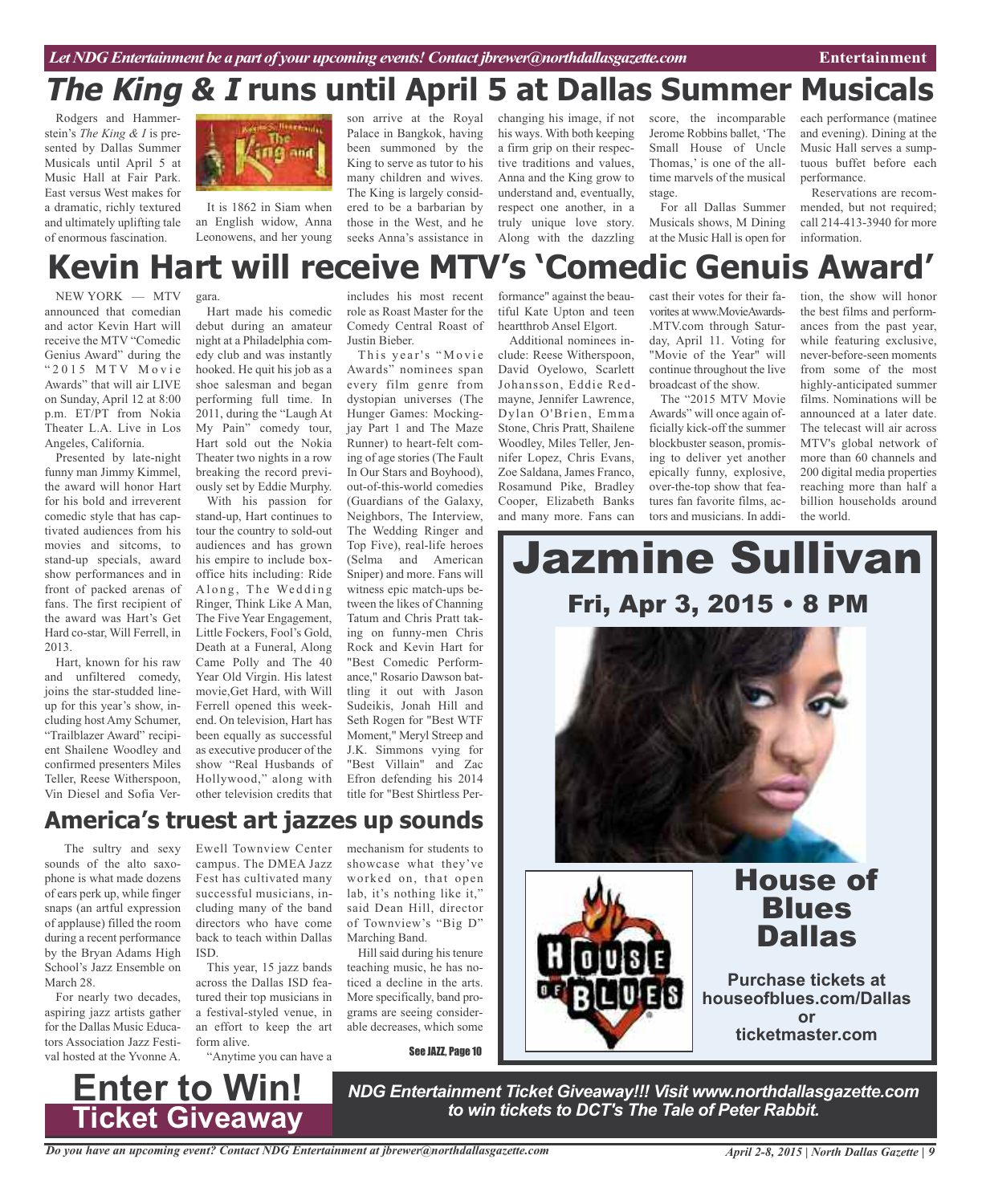# *The King & I* runs until April 5 at Dallas Summer Musicals

Rodgers and Hammerstein's *The King & I* is presented by Dallas Summer Musicals until April 5 at Music Hall at Fair Park. East versus West makes for a dramatic, richly textured and ultimately uplifting tale of enormous fascination.

It is 1862 in Siam when an English widow, Anna Leonowens, and her young son arrive at the Royal Palace in Bangkok, having been summoned by the King to serve as tutor to his many children and wives. The King is largely considered to be a barbarian by those in the West, and he seeks Anna's assistance in changing his image, if not his ways. With both keeping a firm grip on their respective traditions and values, Anna and the King grow to understand and, eventually, respect one another, in a truly unique love story. Along with the dazzling score, the incomparable Jerome Robbins ballet, 'The Small House of Uncle Thomas,' is one of the all-time marvels of the musical stage.

For all Dallas Summer Musicals shows, M Dining at the Music Hall is open for each performance (matinee and evening). Dining at the Music Hall serves a sumptuous buffet before each performance.

Reservations are recommended, but not required; call 214-413-3940 for more information.

# Kevin Hart will receive MTV's 'Comedic Genuis Award'

NEW YORK — MTV announced that comedian and actor Kevin Hart will receive the MTV "Comedic Genius Award" during the "2015 MTV Movie Awards" that will air LIVE on Sunday, April 12 at 8:00 p.m. ET/PT from Nokia Theater L.A. Live in Los Angeles, California.

Presented by late-night funny man Jimmy Kimmel, the award will honor Hart for his bold and irreverent comedic style that has captivated audiences from his movies and sitcoms, to stand-up specials, award show performances and in front of packed arenas of fans. The first recipient of the award was Hart's Get Hard co-star, Will Ferrell, in 2013.

Hart, known for his raw and unfiltered comedy, joins the star-studded lineup for this year's show, including host Amy Schumer, "Trailblazer Award" recipient Shailene Woodley and confirmed presenters Miles Teller, Reese Witherspoon, Vin Diesel and Sofia Vergara.

Hart made his comedic debut during an amateur night at a Philadelphia comedy club and was instantly hooked. He quit his job as a shoe salesman and began performing full time. In 2011, during the "Laugh At My Pain" comedy tour, Hart sold out the Nokia Theater two nights in a row breaking the record previously set by Eddie Murphy.

With his passion for stand-up, Hart continues to tour the country to sold-out audiences and has grown his empire to include box-office hits including: Ride Along, The Wedding Ringer, Think Like A Man, The Five Year Engagement, Little Fockers, Fool's Gold, Death at a Funeral, Along Came Polly and The 40 Year Old Virgin. His latest movie,Get Hard, with Will Ferrell opened this weekend. On television, Hart has been equally as successful as executive producer of the show "Real Husbands of Hollywood," along with other television credits that includes his most recent role as Roast Master for the Comedy Central Roast of Justin Bieber.

This year's "Movie Awards" nominees span every film genre from dystopian universes (The Hunger Games: Mockingjay Part 1 and The Maze Runner) to heart-felt coming of age stories (The Fault In Our Stars and Boyhood), out-of-this-world comedies (Guardians of the Galaxy, Neighbors, The Interview, The Wedding Ringer and Top Five), real-life heroes (Selma and American Sniper) and more. Fans will witness epic match-ups between the likes of Channing Tatum and Chris Pratt taking on funny-men Chris Rock and Kevin Hart for "Best Comedic Performance," Rosario Dawson battling it out with Jason Sudeikis, Jonah Hill and Seth Rogen for "Best WTF Moment," Meryl Streep and J.K. Simmons vying for "Best Villain" and Zac Efron defending his 2014 title for "Best Shirtless Performance" against the beautiful Kate Upton and teen heartthrob Ansel Elgort.

Additional nominees include: Reese Witherspoon, David Oyelowo, Scarlett Johansson, Eddie Redmayne, Jennifer Lawrence, Dylan O'Brien, Emma Stone, Chris Pratt, Shailene Woodley, Miles Teller, Jennifer Lopez, Chris Evans, Zoe Saldana, James Franco, Rosamund Pike, Bradley Cooper, Elizabeth Banks and many more. Fans can cast their votes for their favorites at www.MovieAwards.MTV.com through Saturday, April 11. Voting for "Movie of the Year" will continue throughout the live broadcast of the show.

The "2015 MTV Movie Awards" will once again officially kick-off the summer blockbuster season, promising to deliver yet another epically funny, explosive, over-the-top show that features fan favorite films, actors and musicians. In addition, the show will honor the best films and performances from the past year, while featuring exclusive, never-before-seen moments from some of the most highly-anticipated summer films. Nominations will be announced at a later date. The telecast will air across MTV's global network of more than 60 channels and 200 digital media properties reaching more than half a billion households around the world.

## America's truest art jazzes up sounds

The sultry and sexy sounds of the alto saxophone is what made dozens of ears perk up, while finger snaps (an artful expression of applause) filled the room during a recent performance by the Bryan Adams High School's Jazz Ensemble on March 28.

For nearly two decades, aspiring jazz artists gather for the Dallas Music Educators Association Jazz Festival hosted at the Yvonne A. Ewell Townview Center campus. The DMEA Jazz Fest has cultivated many successful musicians, including many of the band directors who have come back to teach within Dallas ISD.

This year, 15 jazz bands across the Dallas ISD featured their top musicians in a festival-styled venue, in an effort to keep the art form alive.

"Anytime you can have a mechanism for students to showcase what they've worked on, that open lab, it's nothing like it," said Dean Hill, director of Townview's "Big D" Marching Band.

Hill said during his tenure teaching music, he has noticed a decline in the arts. More specifically, band programs are seeing considerable decreases, which some

See JAZZ, Page 10

# Jazmine Sullivan

**Fri, Apr 3, 2015 • 8 PM**

**House of Blues Dallas**

**Purchase tickets at houseofblues.com/Dallas or ticketmaster.com**

# Enter to Win! Ticket Giveaway

***NDG Entertainment Ticket Giveaway!!! Visit www.northdallasgazette.com to win tickets to DCT's The Tale of Peter Rabbit.***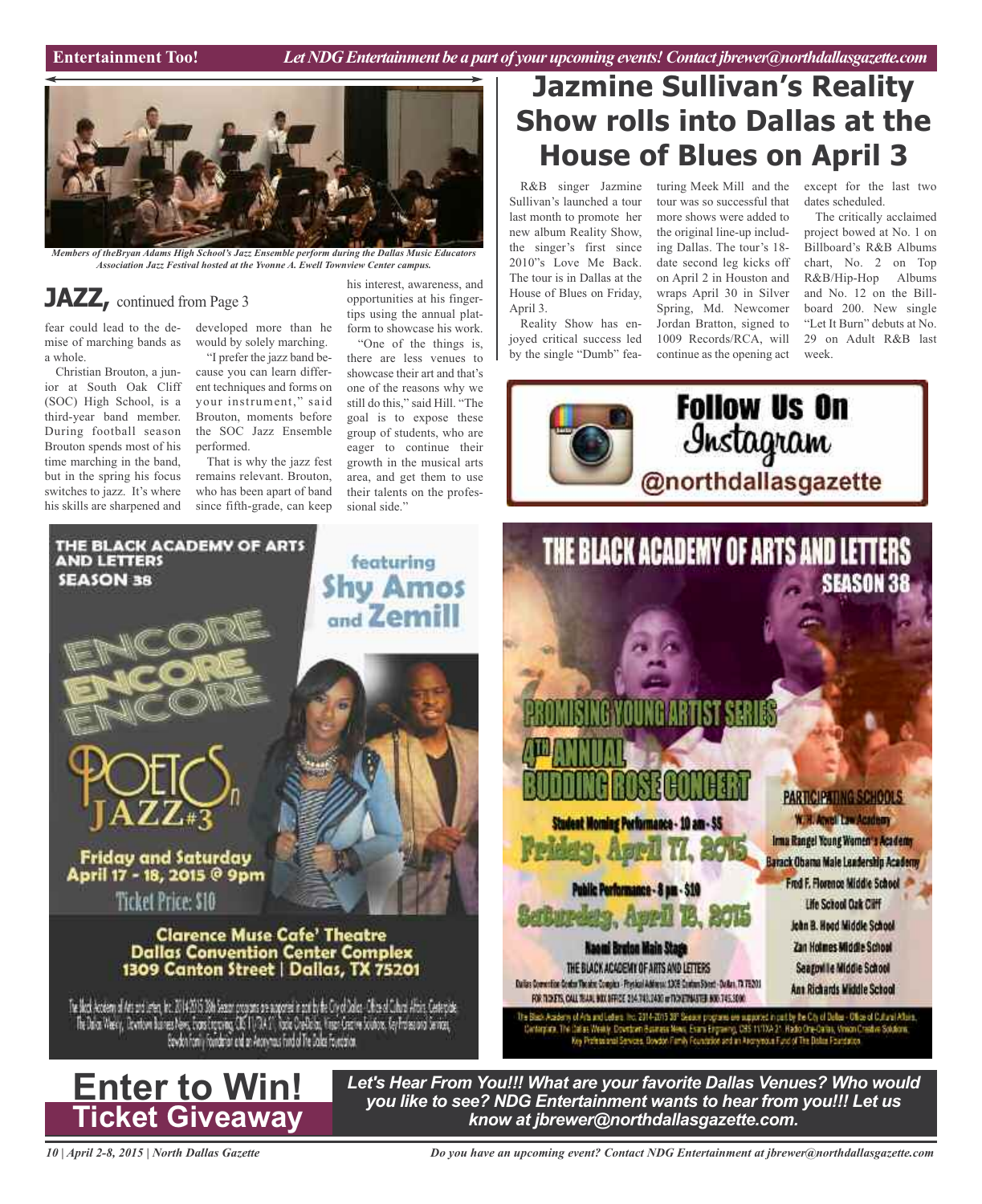*Members of theBryan Adams High School's Jazz Ensemble perform during the Dallas Music Educators Association Jazz Festival hosted at the Yvonne A. Ewell Townview Center campus.*

## JAZZ, continued from Page 3

fear could lead to the demise of marching bands as a whole.

Christian Brouton, a junior at South Oak Cliff (SOC) High School, is a third-year band member. During football season Brouton spends most of his time marching in the band, but in the spring his focus switches to jazz. It's where his skills are sharpened and developed more than he would by solely marching.

"I prefer the jazz band because you can learn different techniques and forms on your instrument," said Brouton, moments before the SOC Jazz Ensemble performed.

That is why the jazz fest remains relevant. Brouton, who has been apart of band since fifth-grade, can keep his interest, awareness, and opportunities at his fingertips using the annual platform to showcase his work.

"One of the things is, there are less venues to showcase their art and that's one of the reasons why we still do this," said Hill. "The goal is to expose these group of students, who are eager to continue their growth in the musical arts area, and get them to use their talents on the professional side."

# Jazmine Sullivan's Reality Show rolls into Dallas at the House of Blues on April 3

R&B singer Jazmine Sullivan's launched a tour last month to promote her new album Reality Show, the singer's first since 2010"s Love Me Back. The tour is in Dallas at the House of Blues on Friday, April 3.

Reality Show has enjoyed critical success led by the single "Dumb" featuring Meek Mill and the tour was so successful that more shows were added to the original line-up including Dallas. The tour's 18-date second leg kicks off on April 2 in Houston and wraps April 30 in Silver Spring, Md. Newcomer Jordan Bratton, signed to 1009 Records/RCA, will continue as the opening act except for the last two dates scheduled.

The critically acclaimed project bowed at No. 1 on Billboard's R&B Albums chart, No. 2 on Top R&B/Hip-Hop Albums and No. 12 on the Billboard 200. New single "Let It Burn" debuts at No. 29 on Adult R&B last week.

**Follow Us On Instagram @northdallasgazette**

**THE BLACK ACADEMY OF ARTS AND LETTERS SEASON 38**

featuring Shy Amos and Zemill

ENCORE ENCORE ENCORE

POETCS JAZZ #3

Friday and Saturday April 17 - 18, 2015 @ 9pm

Ticket Price: $10

Clarence Muse Cafe' Theatre
Dallas Convention Center Complex
1309 Canton Street | Dallas, TX 75201

**THE BLACK ACADEMY OF ARTS AND LETTERS SEASON 38**

PROMISING YOUNG ARTIST SERIES
4TH ANNUAL BUDDING ROSE CONCERT

Student Morning Performance - 10 am - $5
Friday, April 17, 2015

Public Performance - 8 pm - $10
Saturday, April 18, 2015

Naomi Bruton Main Stage
THE BLACK ACADEMY OF ARTS AND LETTERS

PARTICIPATING SCHOOLS
W. H. Atwell Law Academy
Irma Rangel Young Women's Academy
Barack Obama Male Leadership Academy
Fred F. Florence Middle School
Life School Oak Cliff
John B. Hood Middle School
Zan Holmes Middle School
Seagoville Middle School
Ann Richards Middle School

**Enter to Win! Ticket Giveaway**

***Let's Hear From You!!! What are your favorite Dallas Venues? Who would you like to see? NDG Entertainment wants to hear from you!!! Let us know at jbrewer@northdallasgazette.com.***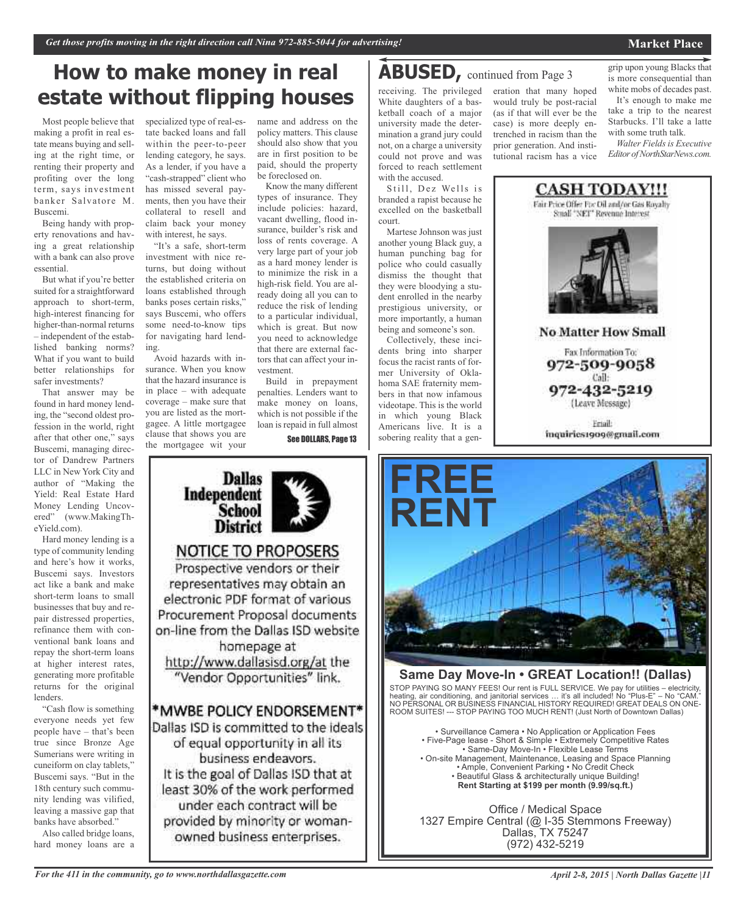# How to make money in real estate without flipping houses

Most people believe that making a profit in real estate means buying and selling at the right time, or renting their property and profiting over the long term, says investment banker Salvatore M. Buscemi.

Being handy with property renovations and having a great relationship with a bank can also prove essential.

But what if you're better suited for a straightforward approach to short-term, high-interest financing for higher-than-normal returns – independent of the established banking norms? What if you want to build better relationships for safer investments?

That answer may be found in hard money lending, the "second oldest profession in the world, right after that other one," says Buscemi, managing director of Dandrew Partners LLC in New York City and author of "Making the Yield: Real Estate Hard Money Lending Uncovered" (www.MakingTheYield.com).

Hard money lending is a type of community lending and here's how it works, Buscemi says. Investors act like a bank and make short-term loans to small businesses that buy and repair distressed properties, refinance them with conventional bank loans and repay the short-term loans at higher interest rates, generating more profitable returns for the original lenders.

"Cash flow is something everyone needs yet few people have – that's been true since Bronze Age Sumerians were writing in cuneiform on clay tablets," Buscemi says. "But in the 18th century such community lending was vilified, leaving a massive gap that banks have absorbed."

Also called bridge loans, hard money loans are a specialized type of real-estate backed loans and fall within the peer-to-peer lending category, he says. As a lender, if you have a "cash-strapped" client who has missed several payments, then you have their collateral to resell and claim back your money with interest, he says.

"It's a safe, short-term investment with nice returns, but doing without the established criteria on loans established through banks poses certain risks," says Buscemi, who offers some need-to-know tips for navigating hard lending.

Avoid hazards with insurance. When you know that the hazard insurance is in place – with adequate coverage – make sure that you are listed as the mortgagee. A little mortgagee clause that shows you are the mortgagee wit your name and address on the policy matters. This clause should also show that you are in first position to be paid, should the property be foreclosed on.

Know the many different types of insurance. They include policies: hazard, vacant dwelling, flood insurance, builder's risk and loss of rents coverage. A very large part of your job as a hard money lender is to minimize the risk in a high-risk field. You are already doing all you can to reduce the risk of lending to a particular individual, which is great. But now you need to acknowledge that there are external factors that can affect your investment.

Build in prepayment penalties. Lenders want to make money on loans, which is not possible if the loan is repaid in full almost

See DOLLARS, Page 13

# ABUSED, continued from Page 3

receiving. The privileged White daughters of a basketball coach of a major university made the determination a grand jury could not, on a charge a university could not prove and was forced to reach settlement with the accused.

Still, Dez Wells is branded a rapist because he excelled on the basketball court.

Martese Johnson was just another young Black guy, a human punching bag for police who could casually dismiss the thought that they were bloodying a student enrolled in the nearby prestigious university, or more importantly, a human being and someone's son.

Collectively, these incidents bring into sharper focus the racist rants of former University of Oklahoma SAE fraternity members in that now infamous videotape. This is the world in which young Black Americans live. It is a sobering reality that a generation that many hoped would truly be post-racial (as if that will ever be the case) is more deeply entrenched in racism than the prior generation. And institutional racism has a vice grip upon young Blacks that is more consequential than white mobs of decades past.

It's enough to make me take a trip to the nearest Starbucks. I'll take a latte with some truth talk.

*Walter Fields is Executive Editor of NorthStarNews.com.*

---

**CASH TODAY!!!**

Fair Price Offer For Oil and/or Gas Royalty Small "NET" Revenue Interest

**No Matter How Small**

Fax Information To: **972-509-9058**

Call: **972-432-5219** (Leave Message)

Email: inquiries1909@gmail.com

---

**Dallas Independent School District**

**NOTICE TO PROPOSERS**

Prospective vendors or their representatives may obtain an electronic PDF format of various Procurement Proposal documents on-line from the Dallas ISD website homepage at http://www.dallasisd.org/at the "Vendor Opportunities" link.

**\*MWBE POLICY ENDORSEMENT\***

Dallas ISD is committed to the ideals of equal opportunity in all its business endeavors. It is the goal of Dallas ISD that at least 30% of the work performed under each contract will be provided by minority or woman-owned business enterprises.

---

**FREE RENT**

**Same Day Move-In • GREAT Location!! (Dallas)**

STOP PAYING SO MANY FEES! Our rent is FULL SERVICE. We pay for utilities – electricity, heating, air conditioning, and janitorial services … it's all included! No "Plus-E" – No "CAM." NO PERSONAL OR BUSINESS FINANCIAL HISTORY REQUIRED! GREAT DEALS ON ONE-ROOM SUITES! --- STOP PAYING TOO MUCH RENT! (Just North of Downtown Dallas)

- Surveillance Camera • No Application or Application Fees
- Five-Page lease - Short & Simple • Extremely Competitive Rates
- Same-Day Move-In • Flexible Lease Terms
- On-site Management, Maintenance, Leasing and Space Planning
- Ample, Convenient Parking • No Credit Check
- Beautiful Glass & architecturally unique Building!

**Rent Starting at $199 per month (9.99/sq.ft.)**

Office / Medical Space
1327 Empire Central (@ I-35 Stemmons Freeway)
Dallas, TX 75247
(972) 432-5219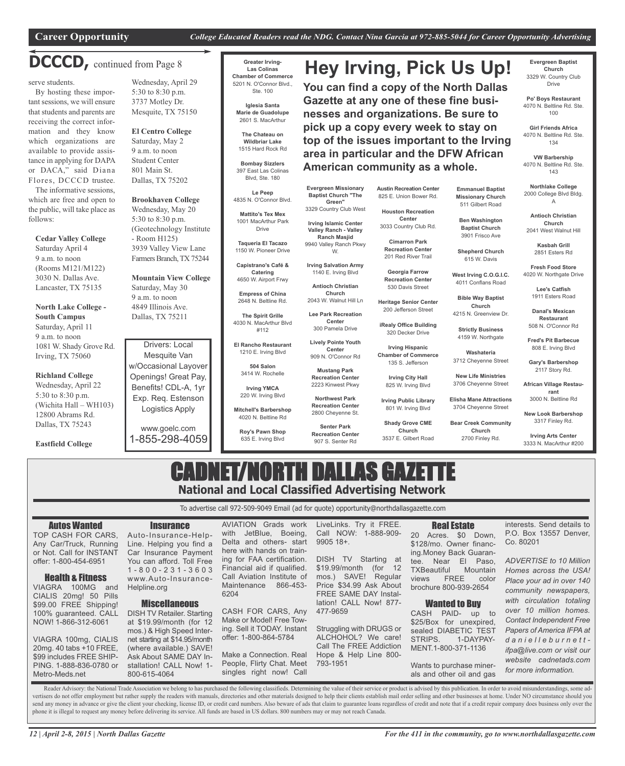Career Opportunity — *College Educated Readers read the NDG. Contact Nina Garcia at 972-885-5044 for Career Opportunity Advertising*

## DCCCD, continued from Page 8

serve students.

By hosting these important sessions, we will ensure that students and parents are receiving the correct information and they know which organizations are available to provide assistance in applying for DAPA or DACA," said Diana Flores, DCCCD trustee.

The informative sessions, which are free and open to the public, will take place as follows:

**Cedar Valley College**
Saturday April 4
9 a.m. to noon
(Rooms M121/M122)
3030 N. Dallas Ave.
Lancaster, TX 75135

**North Lake College - South Campus**
Saturday, April 11
9 a.m. to noon
1081 W. Shady Grove Rd.
Irving, TX 75060

**Richland College**
Wednesday, April 22
5:30 to 8:30 p.m.
(Wichita Hall – WH103)
12800 Abrams Rd.
Dallas, TX 75243

**Eastfield College**
Wednesday, April 29
5:30 to 8:30 p.m.
3737 Motley Dr.
Mesquite, TX 75150

**El Centro College**
Saturday, May 2
9 a.m. to noon
Student Center
801 Main St.
Dallas, TX 75202

**Brookhaven College**
Wednesday, May 20
5:30 to 8:30 p.m.
(Geotechnology Institute - Room H125)
3939 Valley View Lane
Farmers Branch, TX 75244

**Mountain View College**
Saturday, May 30
9 a.m. to noon
4849 Illinois Ave.
Dallas, TX 75211

---

Drivers: Local Mesquite Van w/Occasional Layover Openings! Great Pay, Benefits! CDL-A, 1yr Exp. Req. Estenson Logistics Apply

www.goelc.com
1-855-298-4059

---

## Hey Irving, Pick Us Up!

**You can find a copy of the North Dallas Gazette at any one of these fine businesses and organizations. Be sure to pick up a copy every week to stay on top of the issues important to the Irving area in particular and the DFW African American community as a whole.**

**Greater Irving-Las Colinas Chamber of Commerce**
5201 N. O'Connor Blvd., Ste. 100

**Iglesia Santa Marie de Guadolupe**
2601 S. MacArthur

**The Chateau on Wildbriar Lake**
1515 Hard Rock Rd

**Bombay Sizzlers**
397 East Las Colinas Blvd, Ste. 180

**Le Peep**
4835 N. O'Connor Blvd.

**Mattito's Tex Mex**
1001 MacArthur Park Drive

**Taqueria El Tacazo**
1150 W. Pioneer Drive

**Capistrano's Café & Catering**
4650 W. Airport Frwy

**Empress of China**
2648 N. Beltline Rd.

**The Spirit Grille**
4030 N. MacArthur Blvd #112

**El Rancho Restaurant**
1210 E. Irving Blvd

**504 Salon**
3414 W. Rochelle

**Irving YMCA**
220 W. Irving Blvd

**Mitchell's Barbershop**
4020 N. Beltline Rd

**Roy's Pawn Shop**
635 E. Irving Blvd

**Evergreen Missionary Baptist Church "The Green"**
3329 Country Club West

**Irving Islamic Center Valley Ranch - Valley Ranch Masjid**
9940 Valley Ranch Pkwy W.

**Irving Salvation Army**
1140 E. Irving Blvd

**Antioch Christian Church**
2043 W. Walnut Hill Ln

**Lee Park Recreation Center**
300 Pamela Drive

**Lively Pointe Youth Center**
909 N. O'Connor Rd

**Mustang Park Recreation Center**
2223 Kinwest Pkwy

**Northwest Park Recreation Center**
2800 Cheyenne St.

**Senter Park Recreation Center**
907 S. Senter Rd

**Austin Recreation Center**
825 E. Union Bower Rd.

**Houston Recreation Center**
3033 Country Club Rd.

**Cimarron Park Recreation Center**
201 Red River Trail

**Georgia Farrow Recreation Center**
530 Davis Street

**Heritage Senior Center**
200 Jefferson Street

**iRealy Office Building**
320 Decker Drive

**Irving Hispanic Chamber of Commerce**
135 S. Jefferson

**Irving City Hall**
825 W. Irving Blvd

**Irving Public Library**
801 W. Irving Blvd

**Shady Grove CME Church**
3537 E. Gilbert Road

**Emmanuel Baptist Missionary Church**
511 Gilbert Road

**Ben Washington Baptist Church**
3901 Frisco Ave

**Shepherd Church**
615 W. Davis

**West Irving C.O.G.I.C.**
4011 Conflans Road

**Bible Way Baptist Church**
4215 N. Greenview Dr.

**Strictly Business**
4159 W. Northgate

**Washateria**
3712 Cheyenne Street

**New Life Ministries**
3706 Cheyenne Street

**Elisha Mane Attractions**
3704 Cheyenne Street

**Bear Creek Community Church**
2700 Finley Rd.

**Evergreen Baptist Church**
3329 W. Country Club Drive

**Po' Boys Restaurant**
4070 N. Beltline Rd. Ste. 100

**Girl Friends Africa**
4070 N. Beltline Rd. Ste. 134

**VW Barbership**
4070 N. Beltline Rd. Ste. 143

**Northlake College**
2000 College Blvd Bldg. A

**Antioch Christian Church**
2041 West Walnut Hill

**Kasbah Grill**
2851 Esters Rd

**Fresh Food Store**
4020 N. Northgate Drive

**Lee's Catfish**
1911 Esters Road

**Danal's Mexican Restaurant**
508 N. O'Connor Rd

**Fred's Pit Barbecue**
808 E. Irving Blvd

**Gary's Barbershop**
2117 Story Rd.

**African Village Restaurant**
3000 N. Beltline Rd

**New Look Barbershop**
3317 Finley Rd.

**Irving Arts Center**
3333 N. MacArthur #200

---

# CADNET/NORTH DALLAS GAZETTE

## National and Local Classified Advertising Network

To advertise call 972-509-9049 Email (ad for quote) opportunity@northdallasgazette.com

### Autos Wanted

TOP CASH FOR CARS, Any Car/Truck, Running or Not. Call for INSTANT offer: 1-800-454-6951

### Health & Fitness

VIAGRA 100MG and CIALIS 20mg! 50 Pills $99.00 FREE Shipping! 100% guaranteed. CALL NOW! 1-866-312-6061

VIAGRA 100mg, CIALIS 20mg. 40 tabs +10 FREE, $99 includes FREE SHIPPING. 1-888-836-0780 or Metro-Meds.net

### Insurance

Auto-Insurance-Help-Line. Helping you find a Car Insurance Payment You can afford. Toll Free 1-800-231-3603 www.Auto-Insurance-Helpline.org

### Miscellaneous

DISH TV Retailer. Starting at $19.99/month (for 12 mos.) & High Speed Internet starting at $14.95/month (where available.) SAVE! Ask About SAME DAY Installation! CALL Now! 1-800-615-4064

AVIATION Grads work with JetBlue, Boeing, Delta and others- start here with hands on training for FAA certification. Financial aid if qualified. Call Aviation Institute of Maintenance 866-453-6204

CASH FOR CARS, Any Make or Model! Free Towing. Sell it TODAY. Instant offer: 1-800-864-5784

Make a Connection. Real People, Flirty Chat. Meet singles right now! Call LiveLinks. Try it FREE. Call NOW: 1-888-909-9905 18+.

DISH TV Starting at $19.99/month (for 12 mos.) SAVE! Regular Price $34.99 Ask About FREE SAME DAY Installation! CALL Now! 877-477-9659

Struggling with DRUGS or ALCHOHOL? We care! Call The FREE Addiction Hope & Help Line 800-793-1951

### Real Estate

20 Acres. $0 Down, $128/mo. Owner financing.Money Back Guarantee. Near El Paso, TXBeautiful Mountain views FREE color brochure 800-939-2654

### Wanted to Buy

CASH PAID- up to $25/Box for unexpired, sealed DIABETIC TEST STRIPS. 1-DAYPAYMENT.1-800-371-1136

Wants to purchase minerals and other oil and gas interests. Send details to P.O. Box 13557 Denver, Co. 80201

*ADVERTISE to 10 Million Homes across the USA! Place your ad in over 140 community newspapers, with circulation totaling over 10 million homes. Contact Independent Free Papers of America IFPA at danielleburnett-ifpa@live.com or visit our website cadnetads.com for more information.*

Reader Advisory: the National Trade Association we belong to has purchased the following classifieds. Determining the value of their service or product is advised by this publication. In order to avoid misunderstandings, some advertisers do not offer employment but rather supply the readers with manuals, directories and other materials designed to help their clients establish mail order selling and other businesses at home. Under NO circumstance should you send any money in advance or give the client your checking, license ID, or credit card numbers. Also beware of ads that claim to guarantee loans regardless of credit and note that if a credit repair company does business only over the phone it is illegal to request any money before delivering its service. All funds are based in US dollars. 800 numbers may or may not reach Canada.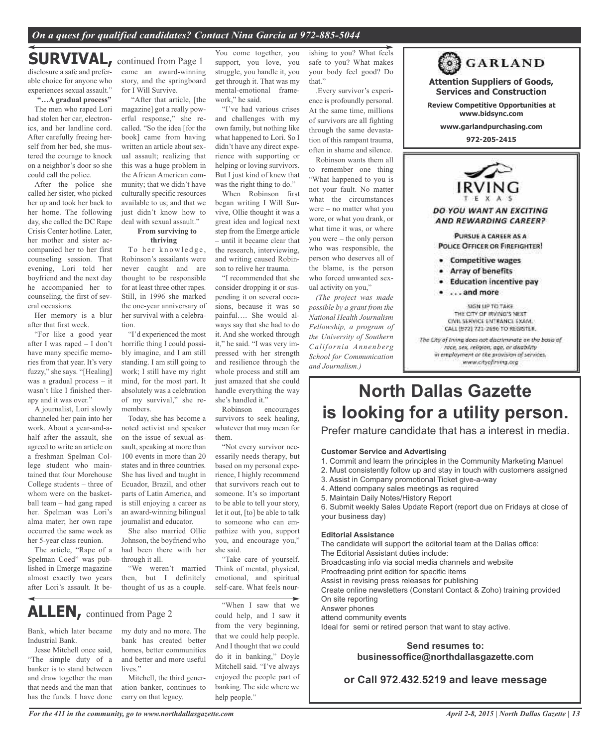*On a quest for qualified candidates? Contact Nina Garcia at 972-885-5044*

## SURVIVAL, continued from Page 1

disclosure a safe and preferable choice for anyone who experiences sexual assault."

**"…A gradual process"**

The men who raped Lori had stolen her car, electronics, and her landline cord. After carefully freeing herself from her bed, she mustered the courage to knock on a neighbor's door so she could call the police.

After the police she called her sister, who picked her up and took her back to her home. The following day, she called the DC Rape Crisis Center hotline. Later, her mother and sister accompanied her to her first counseling session. That evening, Lori told her boyfriend and the next day he accompanied her to counseling, the first of several occasions.

Her memory is a blur after that first week.

"For like a good year after I was raped – I don't have many specific memories from that year. It's very fuzzy," she says. "[Healing] was a gradual process – it wasn't like I finished therapy and it was over."

A journalist, Lori slowly channeled her pain into her work. About a year-and-a-half after the assault, she agreed to write an article on a freshman Spelman College student who maintained that four Morehouse College students – three of whom were on the basketball team – had gang raped her. Spelman was Lori's alma mater; her own rape occurred the same week as her 5-year class reunion.

The article, "Rape of a Spelman Coed" was published in Emerge magazine almost exactly two years after Lori's assault. It became an award-winning story, and the springboard for I Will Survive.

"After that article, [the magazine] got a really powerful response," she recalled. "So the idea [for the book] came from having written an article about sexual assault; realizing that this was a huge problem in the African American community; that we didn't have culturally specific resources available to us; and that we just didn't know how to deal with sexual assault."

**From surviving to thriving**

To her knowledge, Robinson's assailants were never caught and are thought to be responsible for at least three other rapes. Still, in 1996 she marked the one-year anniversary of her survival with a celebration.

"I'd experienced the most horrific thing I could possibly imagine, and I am still standing. I am still going to work; I still have my right mind, for the most part. It absolutely was a celebration of my survival," she remembers.

Today, she has become a noted activist and speaker on the issue of sexual assault, speaking at more than 100 events in more than 20 states and in three countries. She has lived and taught in Ecuador, Brazil, and other parts of Latin America, and is still enjoying a career as an award-winning bilingual journalist and educator.

She also married Ollie Johnson, the boyfriend who had been there with her through it all.

"We weren't married then, but I definitely thought of us as a couple. You come together, you support, you love, you struggle, you handle it, you get through it. That was my mental-emotional framework," he said.

"I've had various crises and challenges with my own family, but nothing like what happened to Lori. So I didn't have any direct experience with supporting or helping or loving survivors. But I just kind of knew that was the right thing to do."

When Robinson first began writing I Will Survive, Ollie thought it was a great idea and logical next step from the Emerge article – until it became clear that the research, interviewing, and writing caused Robinson to relive her trauma.

"I recommended that she consider dropping it or suspending it on several occasions, because it was so painful…. She would always say that she had to do it. And she worked through it," he said. "I was very impressed with her strength and resilience through the whole process and still am just amazed that she could handle everything the way she's handled it."

Robinson encourages survivors to seek healing, whatever that may mean for them.

"Not every survivor necessarily needs therapy, but based on my personal experience, I highly recommend that survivors reach out to someone. It's so important to be able to tell your story, let it out, [to] be able to talk to someone who can empathize with you, support you, and encourage you," she said.

"Take care of yourself. Think of mental, physical, emotional, and spiritual self-care. What feels nourishing to you? What feels safe to you? What makes your body feel good? Do that."

.Every survivor's experience is profoundly personal. At the same time, millions of survivors are all fighting through the same devastation of this rampant trauma, often in shame and silence.

Robinson wants them all to remember one thing "What happened to you is not your fault. No matter what the circumstances were – no matter what you wore, or what you drank, or what time it was, or where you were – the only person who was responsible, the person who deserves all of the blame, is the person who forced unwanted sexual activity on you,"

*(The project was made possible by a grant from the National Health Journalism Fellowship, a program of the University of Southern California Annenberg School for Communication and Journalism.)*

## ALLEN, continued from Page 2

Bank, which later became Industrial Bank.

Jesse Mitchell once said, "The simple duty of a banker is to stand between and draw together the man that needs and the man that has the funds. I have done my duty and no more. The bank has created better homes, better communities and better and more useful lives."

Mitchell, the third generation banker, continues to carry on that legacy.

"When I saw that we could help, and I saw it from the very beginning, that we could help people. And I thought that we could do it in banking," Doyle Mitchell said. "I've always enjoyed the people part of banking. The side where we help people."

---

**GARLAND**

**Attention Suppliers of Goods, Services and Construction**

**Review Competitive Opportunities at www.bidsync.com**

**www.garlandpurchasing.com**

**972-205-2415**

---

**IRVING**
TEXAS

***DO YOU WANT AN EXCITING AND REWARDING CAREER?***

PURSUE A CAREER AS A POLICE OFFICER OR FIREFIGHTER!

- Competitive wages
- Array of benefits
- Education incentive pay
- . . . and more

SIGN UP TO TAKE THE CITY OF IRVING'S NEXT CIVIL SERVICE ENTRANCE EXAM. CALL (972) 721-2696 TO REGISTER.

*The City of Irving does not discriminate on the basis of race, sex, religion, age, or disability in employment or the provision of services. www.cityofirving.org*

---

# North Dallas Gazette is looking for a utility person.

Prefer mature candidate that has a interest in media.

**Customer Service and Advertising**

1. Commit and learn the principles in the Community Marketing Manuel
2. Must consistently follow up and stay in touch with customers assigned
3. Assist in Company promotional Ticket give-a-way
4. Attend company sales meetings as required
5. Maintain Daily Notes/History Report
6. Submit weekly Sales Update Report (report due on Fridays at close of your business day)

**Editorial Assistance**

The candidate will support the editorial team at the Dallas office:
The Editorial Assistant duties include:
Broadcasting info via social media channels and website
Proofreading print edition for specific items
Assist in revising press releases for publishing
Create online newsletters (Constant Contact & Zoho) training provided
On site reporting
Answer phones
attend community events
Ideal for semi or retired person that want to stay active.

**Send resumes to: businessoffice@northdallasgazette.com**

**or Call 972.432.5219 and leave message**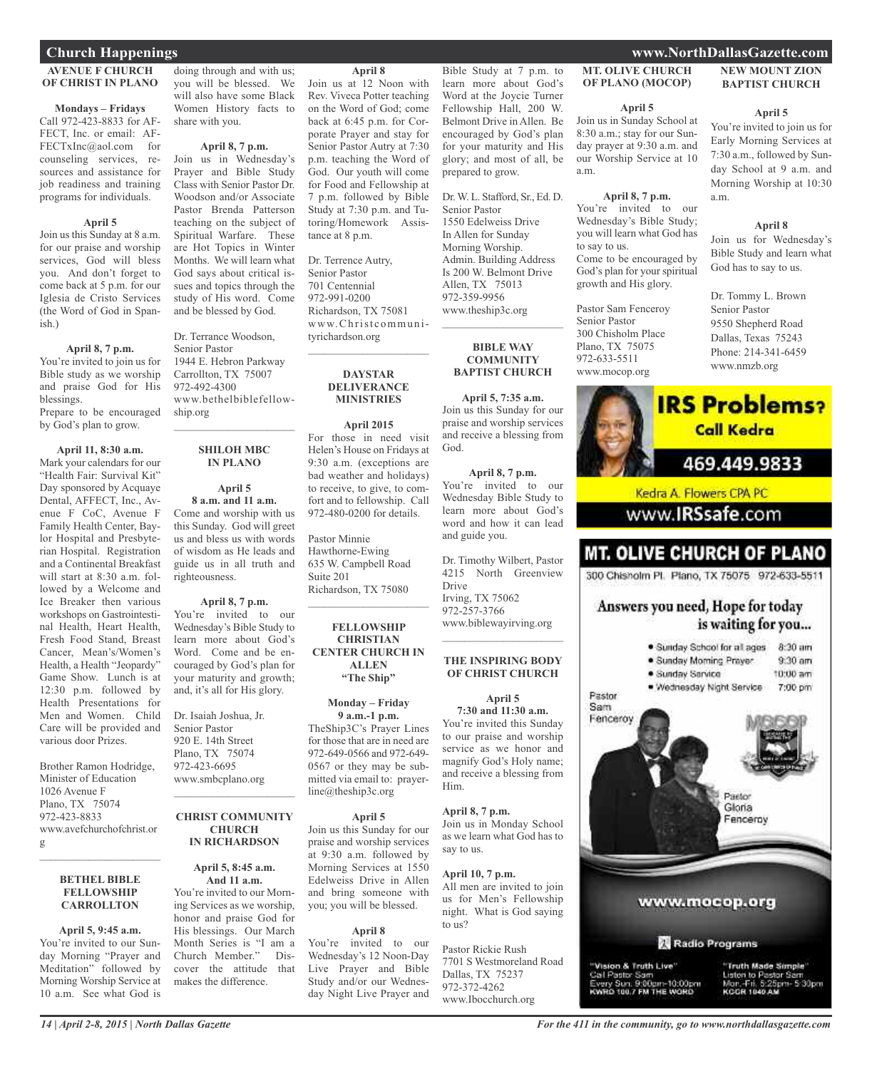# Church Happenings

## AVENUE F CHURCH OF CHRIST IN PLANO

**Mondays – Fridays**
Call 972-423-8833 for AFFECT, Inc. or email: AFFECTxInc@aol.com for counseling services, resources and assistance for job readiness and training programs for individuals.

**April 5**
Join us this Sunday at 8 a.m. for our praise and worship services, God will bless you. And don't forget to come back at 5 p.m. for our Iglesia de Cristo Services (the Word of God in Spanish.)

**April 8, 7 p.m.**
You're invited to join us for Bible study as we worship and praise God for His blessings.
Prepare to be encouraged by God's plan to grow.

**April 11, 8:30 a.m.**
Mark your calendars for our "Health Fair: Survival Kit" Day sponsored by Acquaye Dental, AFFECT, Inc., Avenue F CoC, Avenue F Family Health Center, Baylor Hospital and Presbyterian Hospital. Registration and a Continental Breakfast will start at 8:30 a.m. followed by a Welcome and Ice Breaker then various workshops on Gastrointestinal Health, Heart Health, Fresh Food Stand, Breast Cancer, Mean's/Women's Health, a Health "Jeopardy" Game Show. Lunch is at 12:30 p.m. followed by Health Presentations for Men and Women. Child Care will be provided and various door Prizes.

Brother Ramon Hodridge,
Minister of Education
1026 Avenue F
Plano, TX 75074
972-423-8833
www.avefchurchofchrist.org

---

## BETHEL BIBLE FELLOWSHIP CARROLLTON

**April 5, 9:45 a.m.**
You're invited to our Sunday Morning "Prayer and Meditation" followed by Morning Worship Service at 10 a.m. See what God is doing through and with us; you will be blessed. We will also have some Black Women History facts to share with you.

**April 8, 7 p.m.**
Join us in Wednesday's Prayer and Bible Study Class with Senior Pastor Dr. Woodson and/or Associate Pastor Brenda Patterson teaching on the subject of Spiritual Warfare. These are Hot Topics in Winter Months. We will learn what God says about critical issues and topics through the study of His word. Come and be blessed by God.

Dr. Terrance Woodson,
Senior Pastor
1944 E. Hebron Parkway
Carrollton, TX 75007
972-492-4300
www.bethelbiblefellowship.org

---

## SHILOH MBC IN PLANO

**April 5**
**8 a.m. and 11 a.m.**
Come and worship with us this Sunday. God will greet us and bless us with words of wisdom as He leads and guide us in all truth and righteousness.

**April 8, 7 p.m.**
You're invited to our Wednesday's Bible Study to learn more about God's Word. Come and be encouraged by God's plan for your maturity and growth; and, it's all for His glory.

Dr. Isaiah Joshua, Jr.
Senior Pastor
920 E. 14th Street
Plano, TX 75074
972-423-6695
www.smbcplano.org

---

## CHRIST COMMUNITY CHURCH IN RICHARDSON

**April 5, 8:45 a.m.**
**And 11 a.m.**
You're invited to our Morning Services as we worship, honor and praise God for His blessings. Our March Month Series is "I am a Church Member." Discover the attitude that makes the difference.

**April 8**
Join us at 12 Noon with Rev. Viveca Potter teaching on the Word of God; come back at 6:45 p.m. for Corporate Prayer and stay for Senior Pastor Autry at 7:30 p.m. teaching the Word of God. Our youth will come for Food and Fellowship at 7 p.m. followed by Bible Study at 7:30 p.m. and Tutoring/Homework Assistance at 8 p.m.

Dr. Terrence Autry,
Senior Pastor
701 Centennial
972-991-0200
Richardson, TX 75081
www.Christcommunityrichardson.org

---

## DAYSTAR DELIVERANCE MINISTRIES

**April 2015**
For those in need visit Helen's House on Fridays at 9:30 a.m. (exceptions are bad weather and holidays) to receive, to give, to comfort and to fellowship. Call 972-480-0200 for details.

Pastor Minnie Hawthorne-Ewing
635 W. Campbell Road
Suite 201
Richardson, TX 75080

---

## FELLOWSHIP CHRISTIAN CENTER CHURCH IN ALLEN "The Ship"

**Monday – Friday**
**9 a.m.-1 p.m.**
TheShip3C's Prayer Lines for those that are in need are 972-649-0566 and 972-649-0567 or they may be submitted via email to: prayerline@theship3c.org

**April 5**
Join us this Sunday for our praise and worship services at 9:30 a.m. followed by Morning Services at 1550 Edelweiss Drive in Allen and bring someone with you; you will be blessed.

**April 8**
You're invited to our Wednesday's 12 Noon-Day Live Prayer and Bible Study and/or our Wednesday Night Live Prayer and Bible Study at 7 p.m. to learn more about God's Word at the Joycie Turner Fellowship Hall, 200 W. Belmont Drive in Allen. Be encouraged by God's plan for your maturity and His glory; and most of all, be prepared to grow.

Dr. W. L. Stafford, Sr., Ed. D.
Senior Pastor
1550 Edelweiss Drive
In Allen for Sunday Morning Worship.
Admin. Building Address Is 200 W. Belmont Drive
Allen, TX 75013
972-359-9956
www.theship3c.org

---

## BIBLE WAY COMMUNITY BAPTIST CHURCH

**April 5, 7:35 a.m.**
Join us this Sunday for our praise and worship services and receive a blessing from God.

**April 8, 7 p.m.**
You're invited to our Wednesday Bible Study to learn more about God's word and how it can lead and guide you.

Dr. Timothy Wilbert, Pastor
4215 North Greenview Drive
Irving, TX 75062
972-257-3766
www.biblewayirving.org

---

## THE INSPIRING BODY OF CHRIST CHURCH

**April 5**
**7:30 and 11:30 a.m.**
You're invited this Sunday to our praise and worship service as we honor and magnify God's Holy name; and receive a blessing from Him.

**April 8, 7 p.m.**
Join us in Monday School as we learn what God has to say to us.

**April 10, 7 p.m.**
All men are invited to join us for Men's Fellowship night. What is God saying to us?

Pastor Rickie Rush
7701 S Westmoreland Road
Dallas, TX 75237
972-372-4262
www.Ibocchurch.org

---

## MT. OLIVE CHURCH OF PLANO (MOCOP)

**April 5**
Join us in Sunday School at 8:30 a.m.; stay for our Sunday prayer at 9:30 a.m. and our Worship Service at 10 a.m.

**April 8, 7 p.m.**
You're invited to our Wednesday's Bible Study; you will learn what God has to say to us.
Come to be encouraged by God's plan for your spiritual growth and His glory.

Pastor Sam Fenceroy
Senior Pastor
300 Chisholm Place
Plano, TX 75075
972-633-5511
www.mocop.org

---

## NEW MOUNT ZION BAPTIST CHURCH

**April 5**
You're invited to join us for Early Morning Services at 7:30 a.m., followed by Sunday School at 9 a.m. and Morning Worship at 10:30 a.m.

**April 8**
Join us for Wednesday's Bible Study and learn what God has to say to us.

Dr. Tommy L. Brown
Senior Pastor
9550 Shepherd Road
Dallas, Texas 75243
Phone: 214-341-6459
www.nmzb.org

---

**IRS Problems?**
**Call Kedra**
**469.449.9833**
Kedra A. Flowers CPA PC
www.IRSsafe.com

---

**MT. OLIVE CHURCH OF PLANO**
300 Chisholm Pl. Plano, TX 75075 972-633-5511

**Answers you need, Hope for today is waiting for you...**

- Sunday School for all ages 8:30 am
- Sunday Morning Prayer 9:30 am
- Sunday Service 10:00 am
- Wednesday Night Service 7:00 pm

Pastor Sam Fenceroy
Pastor Gloria Fenceroy

**www.mocop.org**

**Radio Programs**

"Vision & Truth Live"
Call Pastor Sam
Every Sun. 9:00pm-10:00pm
KWRD 100.7 FM THE WORD

"Truth Made Simple"
Listen to Pastor Sam
Mon.-Fri. 5:25pm- 5:30pm
KGGR 1040 AM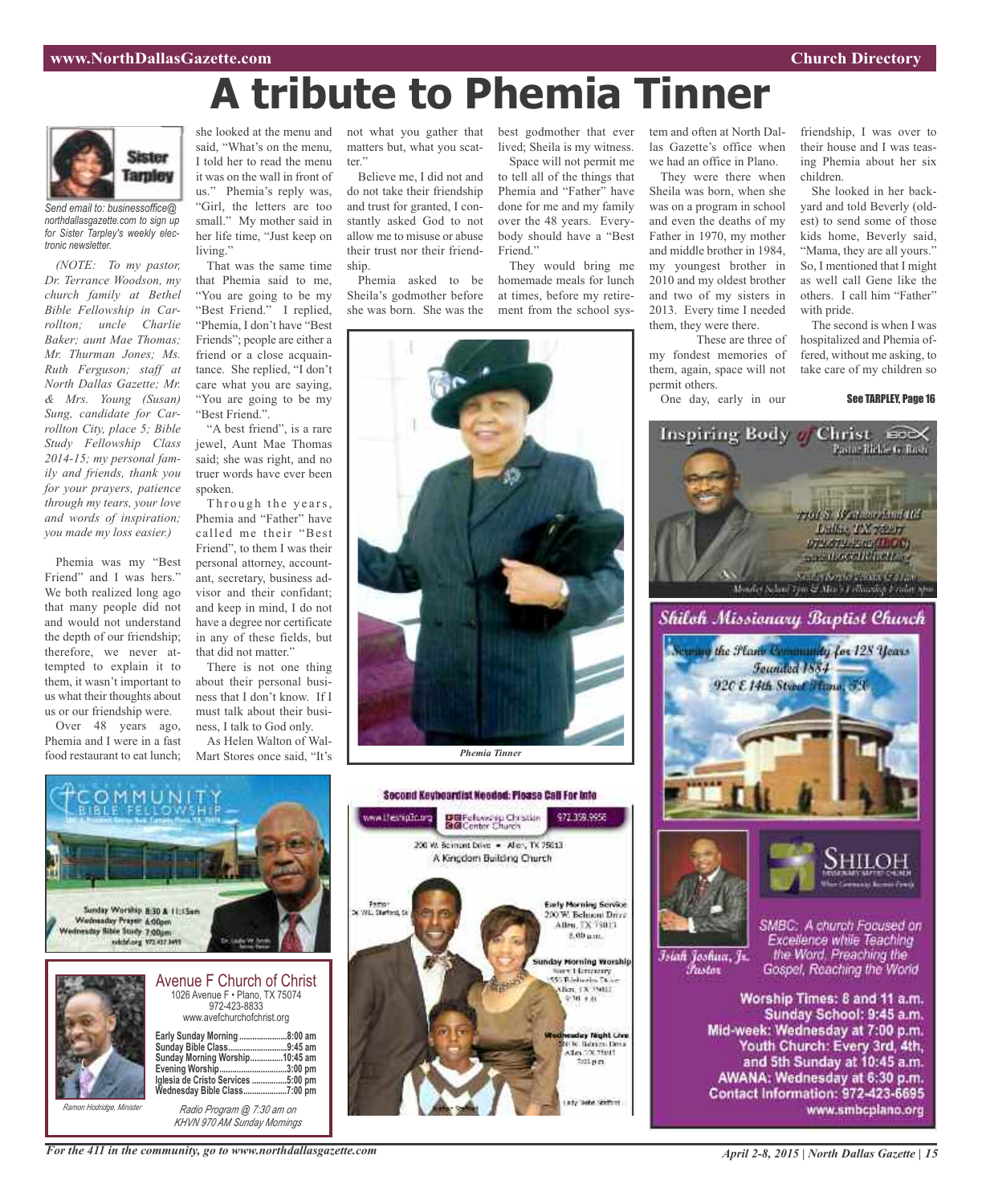# A tribute to Phemia Tinner

**Sister Tarpley**

*Send email to: businessoffice@northdallasgazette.com to sign up for Sister Tarpley's weekly electronic newsletter.*

*(NOTE: To my pastor, Dr. Terrance Woodson, my church family at Bethel Bible Fellowship in Carrollton; uncle Charlie Baker; aunt Mae Thomas; Mr. Thurman Jones; Ms. Ruth Ferguson; staff at North Dallas Gazette; Mr. & Mrs. Young (Susan) Sung, candidate for Carrollton City, place 5; Bible Study Fellowship Class 2014-15; my personal family and friends, thank you for your prayers, patience through my tears, your love and words of inspiration; you made my loss easier.)*

Phemia was my "Best Friend" and I was hers." We both realized long ago that many people did not and would not understand the depth of our friendship; therefore, we never attempted to explain it to them, it wasn't important to us what their thoughts about us or our friendship were.

Over 48 years ago, Phemia and I were in a fast food restaurant to eat lunch; she looked at the menu and said, "What's on the menu, I told her to read the menu it was on the wall in front of us." Phemia's reply was, "Girl, the letters are too small." My mother said in her life time, "Just keep on living."

That was the same time that Phemia said to me, "You are going to be my "Best Friend." I replied, "Phemia, I don't have "Best Friends"; people are either a friend or a close acquaintance. She replied, "I don't care what you are saying, "You are going to be my "Best Friend.".

"A best friend", is a rare jewel, Aunt Mae Thomas said; she was right, and no truer words have ever been spoken.

Through the years, Phemia and "Father" have called me their "Best Friend", to them I was their personal attorney, accountant, secretary, business advisor and their confidant; and keep in mind, I do not have a degree nor certificate in any of these fields, but that did not matter."

There is not one thing about their personal business that I don't know. If I must talk about their business, I talk to God only.

As Helen Walton of Wal-Mart Stores once said, "It's not what you gather that matters but, what you scatter."

Believe me, I did not and do not take their friendship and trust for granted, I constantly asked God to not allow me to misuse or abuse their trust nor their friendship.

Phemia asked to be Sheila's godmother before she was born. She was the best godmother that ever lived; Sheila is my witness.

Space will not permit me to tell all of the things that Phemia and "Father" have done for me and my family over the 48 years. Everybody should have a "Best Friend."

They would bring me homemade meals for lunch at times, before my retirement from the school system and often at North Dallas Gazette's office when we had an office in Plano.

They were there when Sheila was born, when she was on a program in school and even the deaths of my Father in 1970, my mother and middle brother in 1984, my youngest brother in 2010 and my oldest brother and two of my sisters in 2013. Every time I needed them, they were there.

These are three of my fondest memories of them, again, space will not permit others.

One day, early in our friendship, I was over to their house and I was teasing Phemia about her six children.

She looked in her backyard and told Beverly (oldest) to send some of those kids home, Beverly said, "Mama, they are all yours." So, I mentioned that I might as well call Gene like the others. I call him "Father" with pride.

The second is when I was hospitalized and Phemia offered, without me asking, to take care of my children so

See TARPLEY, Page 16

*Phemia Tinner*

---

**Inspiring Body of Christ** — Pastor Richie G. Butts

7701 S. Westmoreland Rd, Dallas, TX 75237

---

**Shiloh Missionary Baptist Church**

Serving the Plano Community for 128 Years
Founded 1884
920 E 14th Street Plano, TX

Isiah Joshua, Jr. Pastor

SMBC: A church Focused on Excellence while Teaching the Word, Preaching the Gospel, Reaching the World

Worship Times: 8 and 11 a.m.
Sunday School: 9:45 a.m.
Mid-week: Wednesday at 7:00 p.m.
Youth Church: Every 3rd, 4th, and 5th Sunday at 10:45 a.m.
AWANA: Wednesday at 6:30 p.m.
Contact Information: 972-423-6695
www.smbcplano.org

---

**Community Bible Fellowship**

Sunday Worship 8:30 & 11:15am
Wednesday Prayer 6:00pm
Wednesday Bible Study 7:00pm

---

**Avenue F Church of Christ**
1026 Avenue F • Plano, TX 75074
972-423-8833
www.avefchurchofchrist.org

| | |
|---|---|
| Early Sunday Morning | 8:00 am |
| Sunday Bible Class | 9:45 am |
| Sunday Morning Worship | 10:45 am |
| Evening Worship | 3:00 pm |
| Iglesia de Cristo Services | 5:00 pm |
| Wednesday Bible Class | 7:00 pm |

*Radio Program @ 7:30 am on KHVN 970 AM Sunday Mornings*

*Ramon Hodridge, Minister*

---

**Second Keyboardist Needed: Please Call For Info**

www.thefcc.org — Fellowship Christian Center Church — 972.359.9956

200 W. Bethany Drive • Allen, TX 75013
A Kingdom Building Church

Pastor Dr. W.L. Stafford, Sr.

Early Morning Service — 200 W. Belmont Drive, Allen, TX 75013 — 8:00 a.m.

Sunday Morning Worship

Wednesday Night Live

Lady Stafford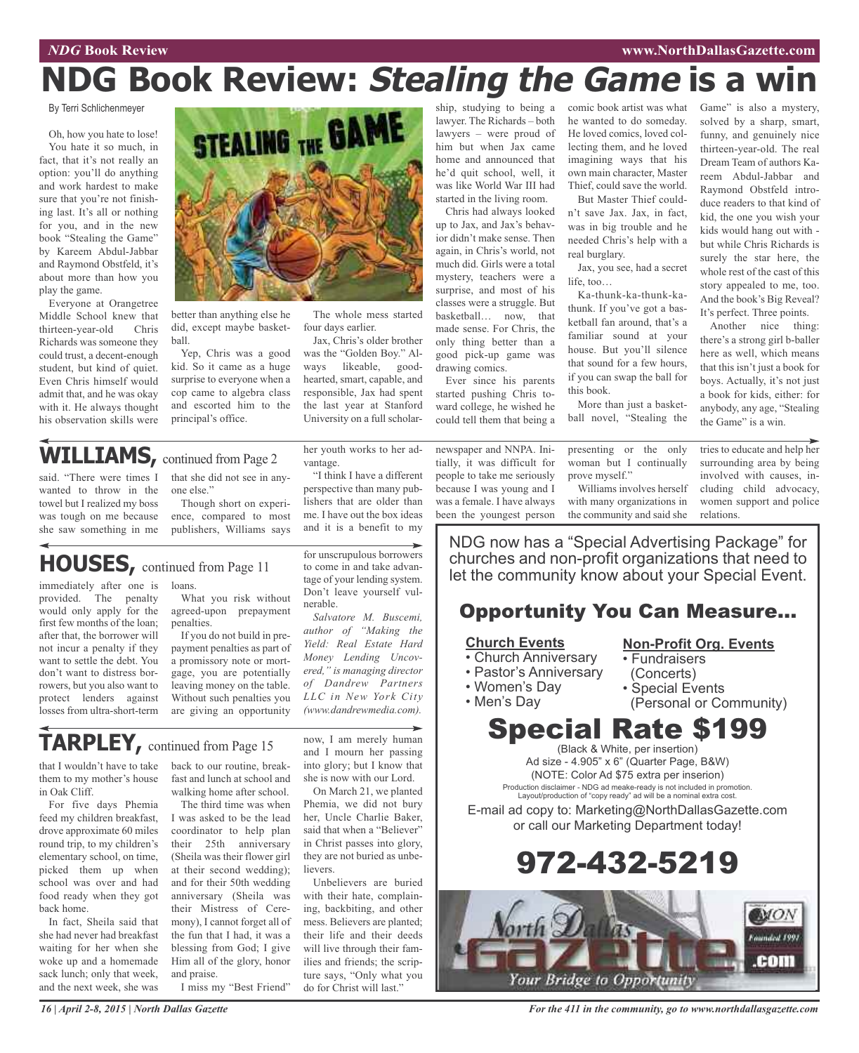# NDG Book Review: *Stealing the Game* is a win

By Terri Schlichenmeyer

Oh, how you hate to lose!

You hate it so much, in fact, that it's not really an option: you'll do anything and work hardest to make sure that you're not finishing last. It's all or nothing for you, and in the new book "Stealing the Game" by Kareem Abdul-Jabbar and Raymond Obstfeld, it's about more than how you play the game.

Everyone at Orangetree Middle School knew that thirteen-year-old Chris Richards was someone they could trust, a decent-enough student, but kind of quiet. Even Chris himself would admit that, and he was okay with it. He always thought his observation skills were better than anything else he did, except maybe basketball.

Yep, Chris was a good kid. So it came as a huge surprise to everyone when a cop came to algebra class and escorted him to the principal's office.

The whole mess started four days earlier.

Jax, Chris's older brother was the "Golden Boy." Always likeable, good-hearted, smart, capable, and responsible, Jax had spent the last year at Stanford University on a full scholarship, studying to being a lawyer. The Richards – both lawyers – were proud of him but when Jax came home and announced that he'd quit school, well, it was like World War III had started in the living room.

Chris had always looked up to Jax, and Jax's behavior didn't make sense. Then again, in Chris's world, not much did. Girls were a total mystery, teachers were a surprise, and most of his classes were a struggle. But basketball… now, that made sense. For Chris, the only thing better than a good pick-up game was drawing comics.

Ever since his parents started pushing Chris toward college, he wished he could tell them that being a comic book artist was what he wanted to do someday. He loved comics, loved collecting them, and he loved imagining ways that his own main character, Master Thief, could save the world.

But Master Thief couldn't save Jax. Jax, in fact, was in big trouble and he needed Chris's help with a real burglary.

Jax, you see, had a secret life, too…

Ka-thunk-ka-thunk-ka-thunk. If you've got a basketball fan around, that's a familiar sound at your house. But you'll silence that sound for a few hours, if you can swap the ball for this book.

More than just a basketball novel, "Stealing the Game" is also a mystery, solved by a sharp, smart, funny, and genuinely nice thirteen-year-old. The real Dream Team of authors Kareem Abdul-Jabbar and Raymond Obstfeld introduce readers to that kind of kid, the one you wish your kids would hang out with - but while Chris Richards is surely the star here, the whole rest of the cast of this story appealed to me, too. And the book's Big Reveal? It's perfect. Three points.

Another nice thing: there's a strong girl b-baller here as well, which means that this isn't just a book for boys. Actually, it's not just a book for kids, either: for anybody, any age, "Stealing the Game" is a win.

## WILLIAMS, continued from Page 2

said. "There were times I wanted to throw in the towel but I realized my boss was tough on me because she saw something in me that she did not see in anyone else."

Though short on experience, compared to most publishers, Williams says her youth works to her advantage.

"I think I have a different perspective than many publishers that are older than me. I have out the box ideas and it is a benefit to my newspaper and NNPA. Initially, it was difficult for people to take me seriously because I was young and I was a female. I have always been the youngest person presenting or the only woman but I continually prove myself."

Williams involves herself with many organizations in the community and said she tries to educate and help her surrounding area by being involved with causes, including child advocacy, women support and police relations.

## HOUSES, continued from Page 11

immediately after one is provided. The penalty would only apply for the first few months of the loan; after that, the borrower will not incur a penalty if they want to settle the debt. You don't want to distress borrowers, but you also want to protect lenders against losses from ultra-short-term loans.

What you risk without agreed-upon prepayment penalties.

If you do not build in prepayment penalties as part of a promissory note or mortgage, you are potentially leaving money on the table. Without such penalties you are giving an opportunity for unscrupulous borrowers to come in and take advantage of your lending system. Don't leave yourself vulnerable.

*Salvatore M. Buscemi, author of "Making the Yield: Real Estate Hard Money Lending Uncovered," is managing director of Dandrew Partners LLC in New York City (www.dandrewmedia.com).*

## TARPLEY, continued from Page 15

that I wouldn't have to take them to my mother's house in Oak Cliff.

For five days Phemia feed my children breakfast, drove approximate 60 miles round trip, to my children's elementary school, on time, picked them up when school was over and had food ready when they got back home.

In fact, Sheila said that she had never had breakfast waiting for her when she woke up and a homemade sack lunch; only that week, and the next week, she was back to our routine, breakfast and lunch at school and walking home after school.

The third time was when I was asked to be the lead coordinator to help plan their 25th anniversary (Sheila was their flower girl at their second wedding); and for their 50th wedding anniversary (Sheila was their Mistress of Ceremony), I cannot forget all of the fun that I had, it was a blessing from God; I give Him all of the glory, honor and praise.

I miss my "Best Friend" now, I am merely human and I mourn her passing into glory; but I know that she is now with our Lord.

On March 21, we planted Phemia, we did not bury her, Uncle Charlie Baker, said that when a "Believer" in Christ passes into glory, they are not buried as unbelievers.

Unbelievers are buried with their hate, complaining, backbiting, and other mess. Believers are planted; their life and their deeds will live through their families and friends; the scripture says, "Only what you do for Christ will last."

---

NDG now has a "Special Advertising Package" for churches and non-profit organizations that need to let the community know about your Special Event.

## Opportunity You Can Measure...

**Church Events**
- Church Anniversary
- Pastor's Anniversary
- Women's Day
- Men's Day

**Non-Profit Org. Events**
- Fundraisers (Concerts)
- Special Events (Personal or Community)

## Special Rate $199

(Black & White, per insertion)
Ad size - 4.905" x 6" (Quarter Page, B&W)
(NOTE: Color Ad $75 extra per inserion)

Production disclaimer - NDG ad meake-ready is not included in promotion. Layout/production of "copy ready" ad will be a nominal extra cost.

E-mail ad copy to: Marketing@NorthDallasGazette.com or call our Marketing Department today!

## 972-432-5219

North Dallas Gazette .com — Your Bridge to Opportunity